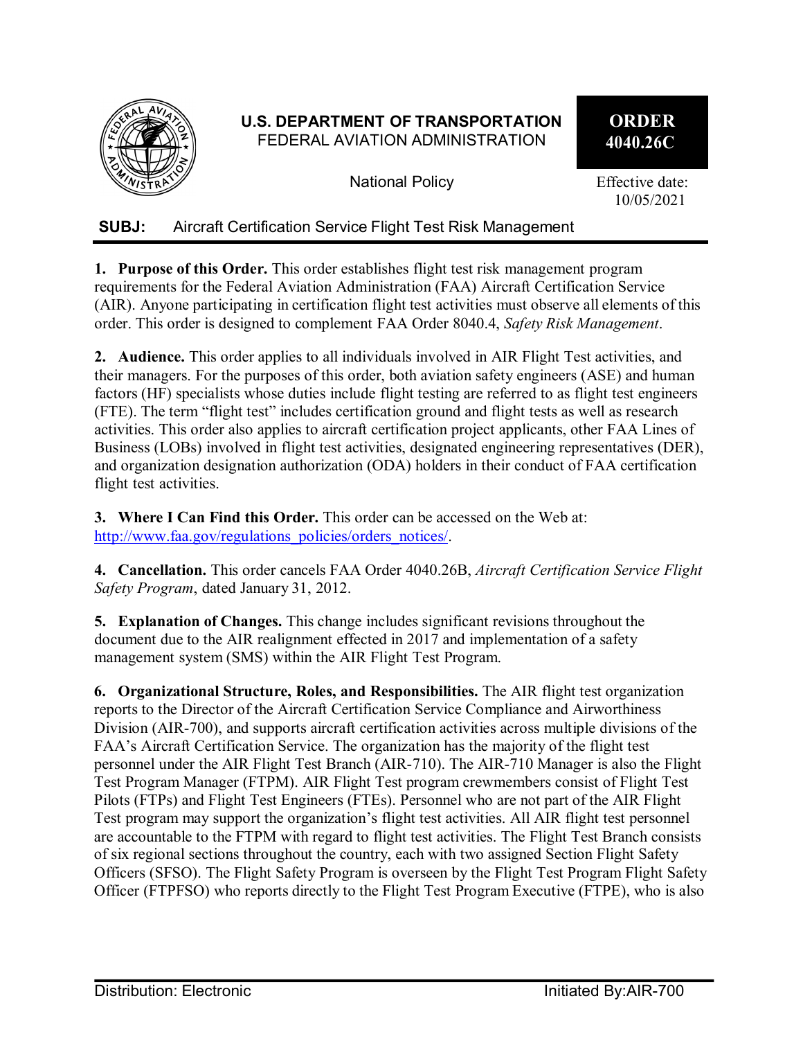**U.S. DEPARTMENT OF TRANSPORTATION**
FEDERAL AVIATION ADMINISTRATION

National Policy

**ORDER 4040.26C**

Effective date: 10/05/2021

**SUBJ:** Aircraft Certification Service Flight Test Risk Management

**1. Purpose of this Order.** This order establishes flight test risk management program requirements for the Federal Aviation Administration (FAA) Aircraft Certification Service (AIR). Anyone participating in certification flight test activities must observe all elements of this order. This order is designed to complement FAA Order 8040.4, *Safety Risk Management*.

**2. Audience.** This order applies to all individuals involved in AIR Flight Test activities, and their managers. For the purposes of this order, both aviation safety engineers (ASE) and human factors (HF) specialists whose duties include flight testing are referred to as flight test engineers (FTE). The term "flight test" includes certification ground and flight tests as well as research activities. This order also applies to aircraft certification project applicants, other FAA Lines of Business (LOBs) involved in flight test activities, designated engineering representatives (DER), and organization designation authorization (ODA) holders in their conduct of FAA certification flight test activities.

**3. Where I Can Find this Order.** This order can be accessed on the Web at: http://www.faa.gov/regulations_policies/orders_notices/.

**4. Cancellation.** This order cancels FAA Order 4040.26B, *Aircraft Certification Service Flight Safety Program*, dated January 31, 2012.

**5. Explanation of Changes.** This change includes significant revisions throughout the document due to the AIR realignment effected in 2017 and implementation of a safety management system (SMS) within the AIR Flight Test Program.

**6. Organizational Structure, Roles, and Responsibilities.** The AIR flight test organization reports to the Director of the Aircraft Certification Service Compliance and Airworthiness Division (AIR-700), and supports aircraft certification activities across multiple divisions of the FAA's Aircraft Certification Service. The organization has the majority of the flight test personnel under the AIR Flight Test Branch (AIR-710). The AIR-710 Manager is also the Flight Test Program Manager (FTPM). AIR Flight Test program crewmembers consist of Flight Test Pilots (FTPs) and Flight Test Engineers (FTEs). Personnel who are not part of the AIR Flight Test program may support the organization's flight test activities. All AIR flight test personnel are accountable to the FTPM with regard to flight test activities. The Flight Test Branch consists of six regional sections throughout the country, each with two assigned Section Flight Safety Officers (SFSO). The Flight Safety Program is overseen by the Flight Test Program Flight Safety Officer (FTPFSO) who reports directly to the Flight Test Program Executive (FTPE), who is also

Distribution: Electronic

Initiated By: AIR-700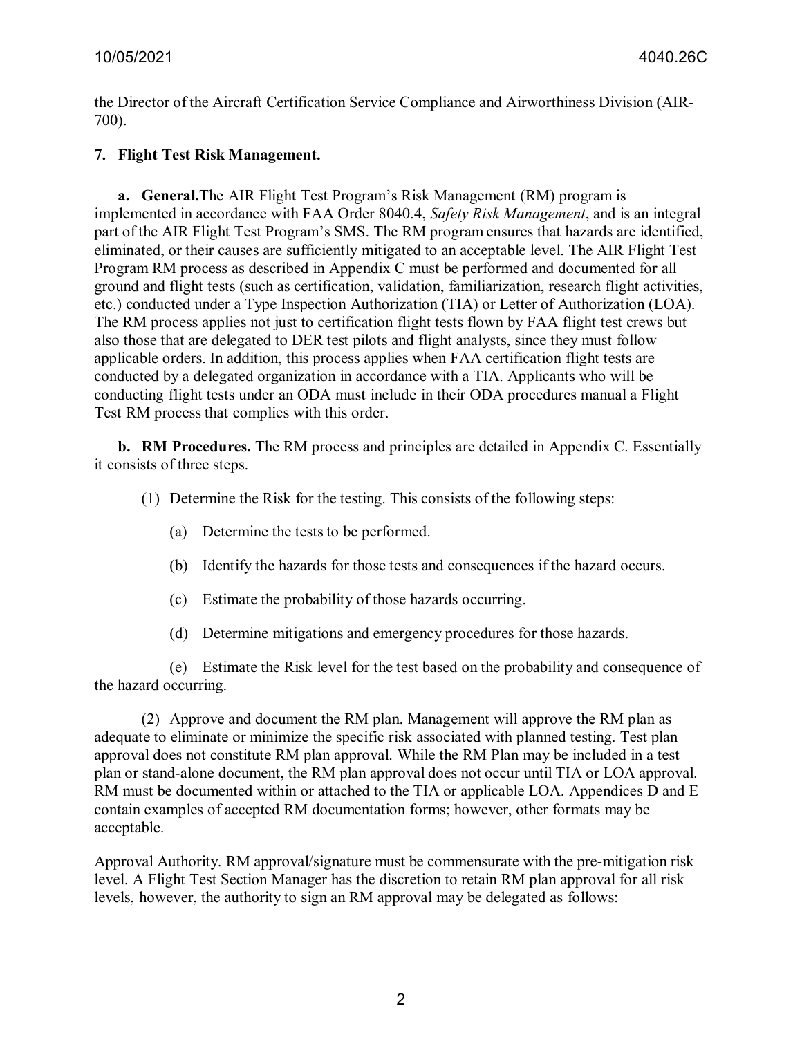the Director of the Aircraft Certification Service Compliance and Airworthiness Division (AIR-700).

**7. Flight Test Risk Management.**

**a. General.** The AIR Flight Test Program's Risk Management (RM) program is implemented in accordance with FAA Order 8040.4, *Safety Risk Management*, and is an integral part of the AIR Flight Test Program's SMS. The RM program ensures that hazards are identified, eliminated, or their causes are sufficiently mitigated to an acceptable level. The AIR Flight Test Program RM process as described in Appendix C must be performed and documented for all ground and flight tests (such as certification, validation, familiarization, research flight activities, etc.) conducted under a Type Inspection Authorization (TIA) or Letter of Authorization (LOA). The RM process applies not just to certification flight tests flown by FAA flight test crews but also those that are delegated to DER test pilots and flight analysts, since they must follow applicable orders. In addition, this process applies when FAA certification flight tests are conducted by a delegated organization in accordance with a TIA. Applicants who will be conducting flight tests under an ODA must include in their ODA procedures manual a Flight Test RM process that complies with this order.

**b. RM Procedures.** The RM process and principles are detailed in Appendix C. Essentially it consists of three steps.

(1) Determine the Risk for the testing. This consists of the following steps:

(a) Determine the tests to be performed.

(b) Identify the hazards for those tests and consequences if the hazard occurs.

(c) Estimate the probability of those hazards occurring.

(d) Determine mitigations and emergency procedures for those hazards.

(e) Estimate the Risk level for the test based on the probability and consequence of the hazard occurring.

(2) Approve and document the RM plan. Management will approve the RM plan as adequate to eliminate or minimize the specific risk associated with planned testing. Test plan approval does not constitute RM plan approval. While the RM Plan may be included in a test plan or stand-alone document, the RM plan approval does not occur until TIA or LOA approval. RM must be documented within or attached to the TIA or applicable LOA. Appendices D and E contain examples of accepted RM documentation forms; however, other formats may be acceptable.

Approval Authority. RM approval/signature must be commensurate with the pre-mitigation risk level. A Flight Test Section Manager has the discretion to retain RM plan approval for all risk levels, however, the authority to sign an RM approval may be delegated as follows: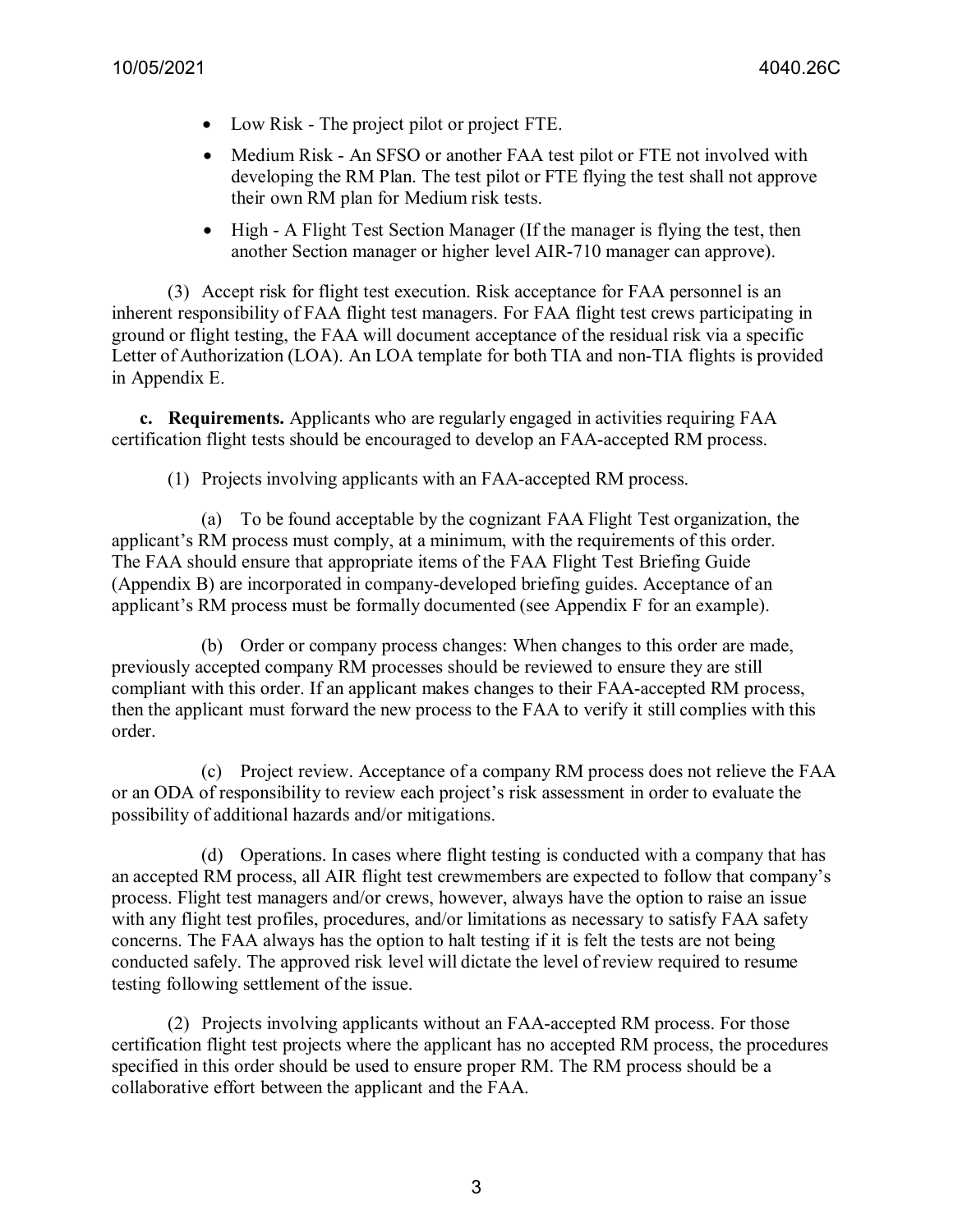- Low Risk - The project pilot or project FTE.
- Medium Risk - An SFSO or another FAA test pilot or FTE not involved with developing the RM Plan. The test pilot or FTE flying the test shall not approve their own RM plan for Medium risk tests.
- High - A Flight Test Section Manager (If the manager is flying the test, then another Section manager or higher level AIR-710 manager can approve).

(3) Accept risk for flight test execution. Risk acceptance for FAA personnel is an inherent responsibility of FAA flight test managers. For FAA flight test crews participating in ground or flight testing, the FAA will document acceptance of the residual risk via a specific Letter of Authorization (LOA). An LOA template for both TIA and non-TIA flights is provided in Appendix E.

**c. Requirements.** Applicants who are regularly engaged in activities requiring FAA certification flight tests should be encouraged to develop an FAA-accepted RM process.

(1) Projects involving applicants with an FAA-accepted RM process.

(a) To be found acceptable by the cognizant FAA Flight Test organization, the applicant's RM process must comply, at a minimum, with the requirements of this order. The FAA should ensure that appropriate items of the FAA Flight Test Briefing Guide (Appendix B) are incorporated in company-developed briefing guides. Acceptance of an applicant's RM process must be formally documented (see Appendix F for an example).

(b) Order or company process changes: When changes to this order are made, previously accepted company RM processes should be reviewed to ensure they are still compliant with this order. If an applicant makes changes to their FAA-accepted RM process, then the applicant must forward the new process to the FAA to verify it still complies with this order.

(c) Project review. Acceptance of a company RM process does not relieve the FAA or an ODA of responsibility to review each project's risk assessment in order to evaluate the possibility of additional hazards and/or mitigations.

(d) Operations. In cases where flight testing is conducted with a company that has an accepted RM process, all AIR flight test crewmembers are expected to follow that company's process. Flight test managers and/or crews, however, always have the option to raise an issue with any flight test profiles, procedures, and/or limitations as necessary to satisfy FAA safety concerns. The FAA always has the option to halt testing if it is felt the tests are not being conducted safely. The approved risk level will dictate the level of review required to resume testing following settlement of the issue.

(2) Projects involving applicants without an FAA-accepted RM process. For those certification flight test projects where the applicant has no accepted RM process, the procedures specified in this order should be used to ensure proper RM. The RM process should be a collaborative effort between the applicant and the FAA.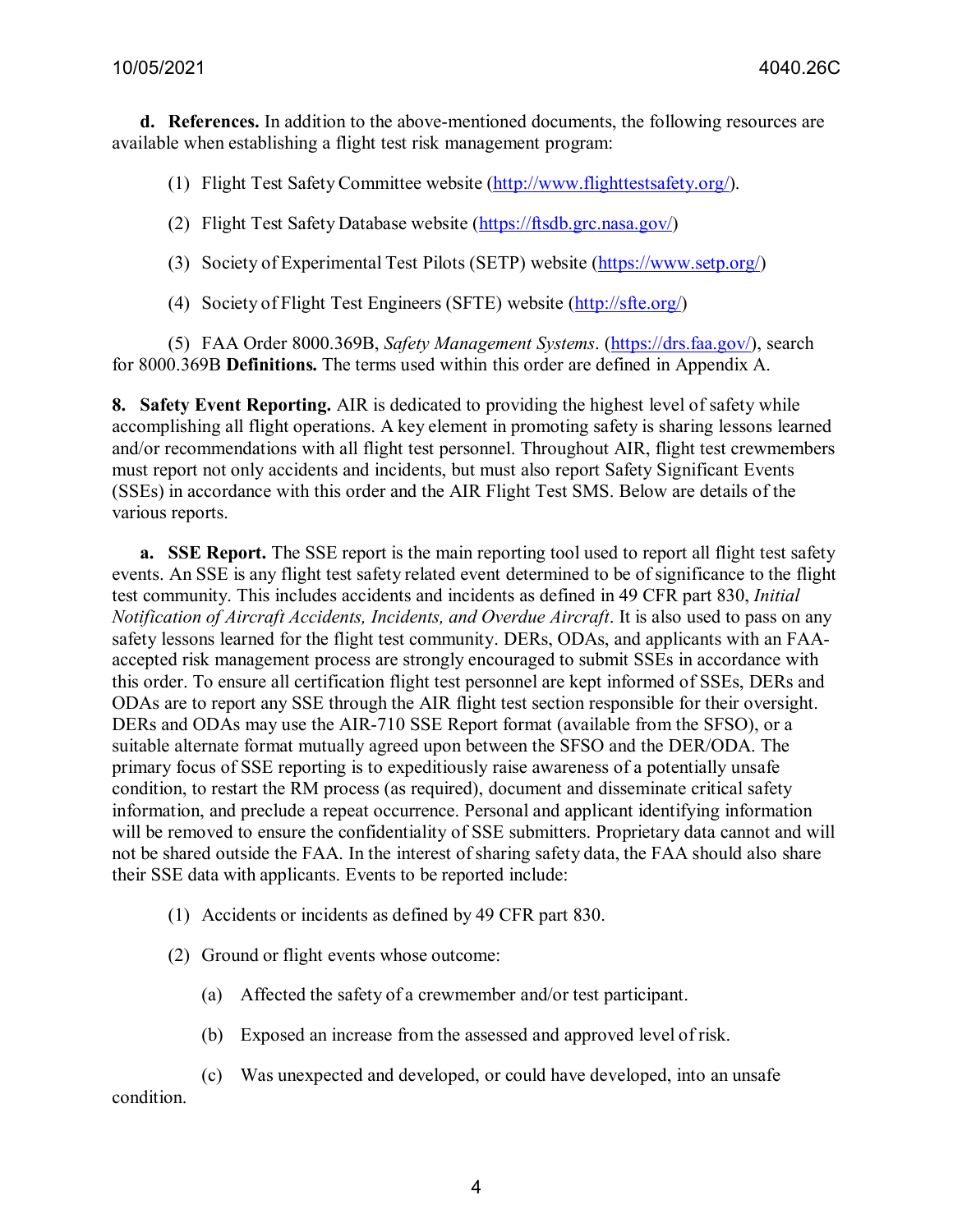**d. References.** In addition to the above-mentioned documents, the following resources are available when establishing a flight test risk management program:

(1) Flight Test Safety Committee website (http://www.flighttestsafety.org/).

(2) Flight Test Safety Database website (https://ftsdb.grc.nasa.gov/)

(3) Society of Experimental Test Pilots (SETP) website (https://www.setp.org/)

(4) Society of Flight Test Engineers (SFTE) website (http://sfte.org/)

(5) FAA Order 8000.369B, *Safety Management Systems*. (https://drs.faa.gov/), search for 8000.369B **Definitions.** The terms used within this order are defined in Appendix A.

**8. Safety Event Reporting.** AIR is dedicated to providing the highest level of safety while accomplishing all flight operations. A key element in promoting safety is sharing lessons learned and/or recommendations with all flight test personnel. Throughout AIR, flight test crewmembers must report not only accidents and incidents, but must also report Safety Significant Events (SSEs) in accordance with this order and the AIR Flight Test SMS. Below are details of the various reports.

**a. SSE Report.** The SSE report is the main reporting tool used to report all flight test safety events. An SSE is any flight test safety related event determined to be of significance to the flight test community. This includes accidents and incidents as defined in 49 CFR part 830, *Initial Notification of Aircraft Accidents, Incidents, and Overdue Aircraft*. It is also used to pass on any safety lessons learned for the flight test community. DERs, ODAs, and applicants with an FAA-accepted risk management process are strongly encouraged to submit SSEs in accordance with this order. To ensure all certification flight test personnel are kept informed of SSEs, DERs and ODAs are to report any SSE through the AIR flight test section responsible for their oversight. DERs and ODAs may use the AIR-710 SSE Report format (available from the SFSO), or a suitable alternate format mutually agreed upon between the SFSO and the DER/ODA. The primary focus of SSE reporting is to expeditiously raise awareness of a potentially unsafe condition, to restart the RM process (as required), document and disseminate critical safety information, and preclude a repeat occurrence. Personal and applicant identifying information will be removed to ensure the confidentiality of SSE submitters. Proprietary data cannot and will not be shared outside the FAA. In the interest of sharing safety data, the FAA should also share their SSE data with applicants. Events to be reported include:

(1) Accidents or incidents as defined by 49 CFR part 830.

(2) Ground or flight events whose outcome:

(a) Affected the safety of a crewmember and/or test participant.

(b) Exposed an increase from the assessed and approved level of risk.

(c) Was unexpected and developed, or could have developed, into an unsafe condition.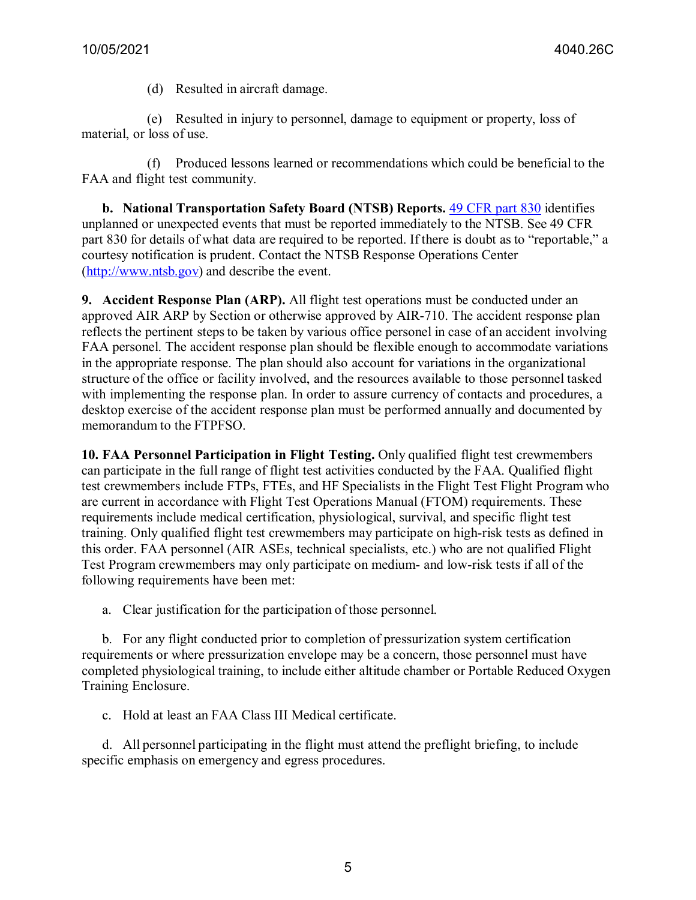(d) Resulted in aircraft damage.

(e) Resulted in injury to personnel, damage to equipment or property, loss of material, or loss of use.

(f) Produced lessons learned or recommendations which could be beneficial to the FAA and flight test community.

**b. National Transportation Safety Board (NTSB) Reports.** [49 CFR part 830](49 CFR part 830) identifies unplanned or unexpected events that must be reported immediately to the NTSB. See 49 CFR part 830 for details of what data are required to be reported. If there is doubt as to "reportable," a courtesy notification is prudent. Contact the NTSB Response Operations Center ([http://www.ntsb.gov](http://www.ntsb.gov)) and describe the event.

**9. Accident Response Plan (ARP).** All flight test operations must be conducted under an approved AIR ARP by Section or otherwise approved by AIR-710. The accident response plan reflects the pertinent steps to be taken by various office personel in case of an accident involving FAA personel. The accident response plan should be flexible enough to accommodate variations in the appropriate response. The plan should also account for variations in the organizational structure of the office or facility involved, and the resources available to those personnel tasked with implementing the response plan. In order to assure currency of contacts and procedures, a desktop exercise of the accident response plan must be performed annually and documented by memorandum to the FTPFSO.

**10. FAA Personnel Participation in Flight Testing.** Only qualified flight test crewmembers can participate in the full range of flight test activities conducted by the FAA. Qualified flight test crewmembers include FTPs, FTEs, and HF Specialists in the Flight Test Flight Program who are current in accordance with Flight Test Operations Manual (FTOM) requirements. These requirements include medical certification, physiological, survival, and specific flight test training. Only qualified flight test crewmembers may participate on high-risk tests as defined in this order. FAA personnel (AIR ASEs, technical specialists, etc.) who are not qualified Flight Test Program crewmembers may only participate on medium- and low-risk tests if all of the following requirements have been met:

a. Clear justification for the participation of those personnel.

b. For any flight conducted prior to completion of pressurization system certification requirements or where pressurization envelope may be a concern, those personnel must have completed physiological training, to include either altitude chamber or Portable Reduced Oxygen Training Enclosure.

c. Hold at least an FAA Class III Medical certificate.

d. All personnel participating in the flight must attend the preflight briefing, to include specific emphasis on emergency and egress procedures.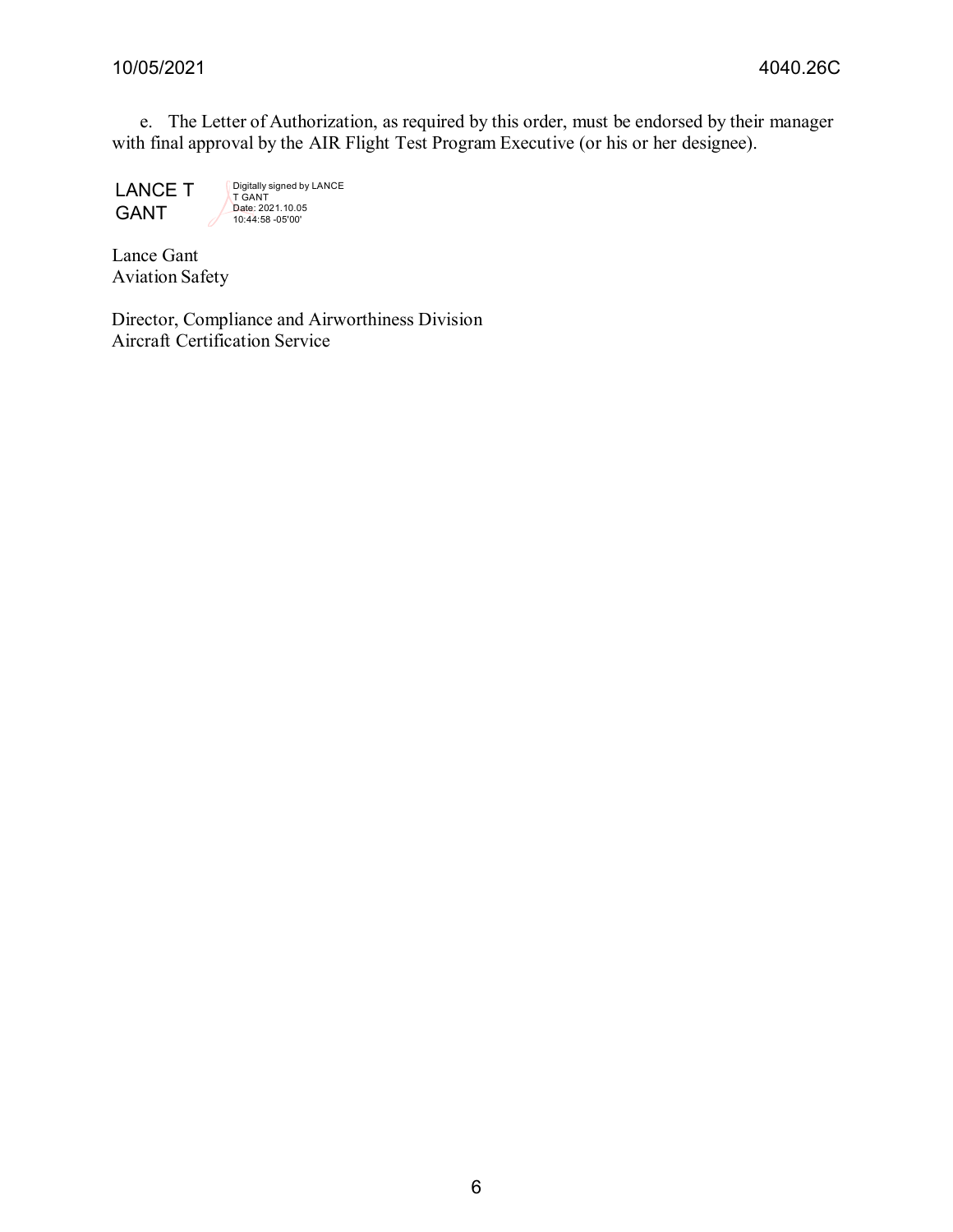e. The Letter of Authorization, as required by this order, must be endorsed by their manager with final approval by the AIR Flight Test Program Executive (or his or her designee).

LANCE T GANT

Digitally signed by LANCE T GANT
Date: 2021.10.05 10:44:58 -05'00'

Lance Gant
Aviation Safety

Director, Compliance and Airworthiness Division
Aircraft Certification Service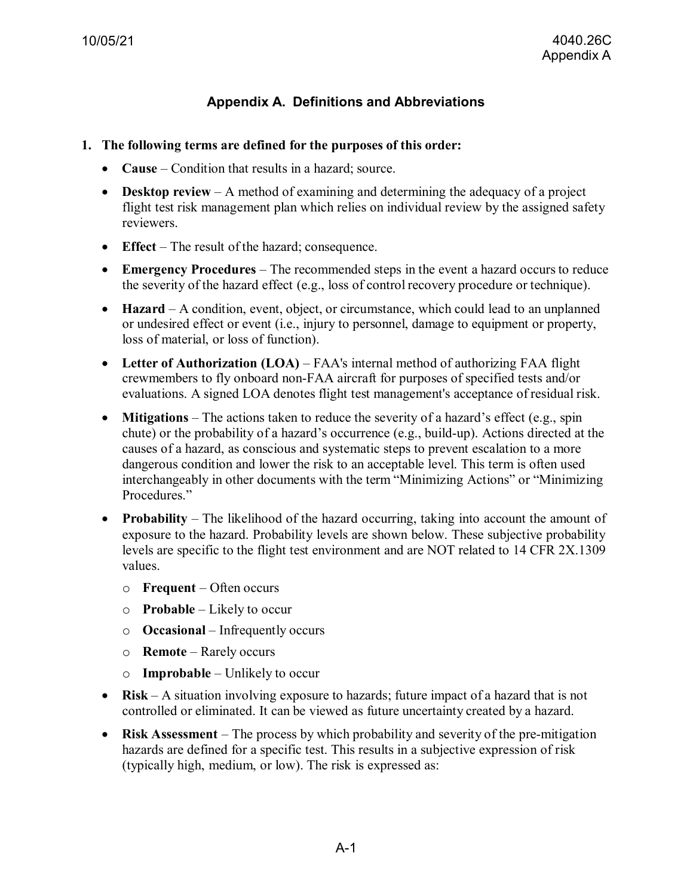## Appendix A. Definitions and Abbreviations

**1. The following terms are defined for the purposes of this order:**

- **Cause** – Condition that results in a hazard; source.
- **Desktop review** – A method of examining and determining the adequacy of a project flight test risk management plan which relies on individual review by the assigned safety reviewers.
- **Effect** – The result of the hazard; consequence.
- **Emergency Procedures** – The recommended steps in the event a hazard occurs to reduce the severity of the hazard effect (e.g., loss of control recovery procedure or technique).
- **Hazard** – A condition, event, object, or circumstance, which could lead to an unplanned or undesired effect or event (i.e., injury to personnel, damage to equipment or property, loss of material, or loss of function).
- **Letter of Authorization (LOA)** – FAA's internal method of authorizing FAA flight crewmembers to fly onboard non-FAA aircraft for purposes of specified tests and/or evaluations. A signed LOA denotes flight test management's acceptance of residual risk.
- **Mitigations** – The actions taken to reduce the severity of a hazard's effect (e.g., spin chute) or the probability of a hazard's occurrence (e.g., build-up). Actions directed at the causes of a hazard, as conscious and systematic steps to prevent escalation to a more dangerous condition and lower the risk to an acceptable level. This term is often used interchangeably in other documents with the term "Minimizing Actions" or "Minimizing Procedures."
- **Probability** – The likelihood of the hazard occurring, taking into account the amount of exposure to the hazard. Probability levels are shown below. These subjective probability levels are specific to the flight test environment and are NOT related to 14 CFR 2X.1309 values.
  - **Frequent** – Often occurs
  - **Probable** – Likely to occur
  - **Occasional** – Infrequently occurs
  - **Remote** – Rarely occurs
  - **Improbable** – Unlikely to occur
- **Risk** – A situation involving exposure to hazards; future impact of a hazard that is not controlled or eliminated. It can be viewed as future uncertainty created by a hazard.
- **Risk Assessment** – The process by which probability and severity of the pre-mitigation hazards are defined for a specific test. This results in a subjective expression of risk (typically high, medium, or low). The risk is expressed as: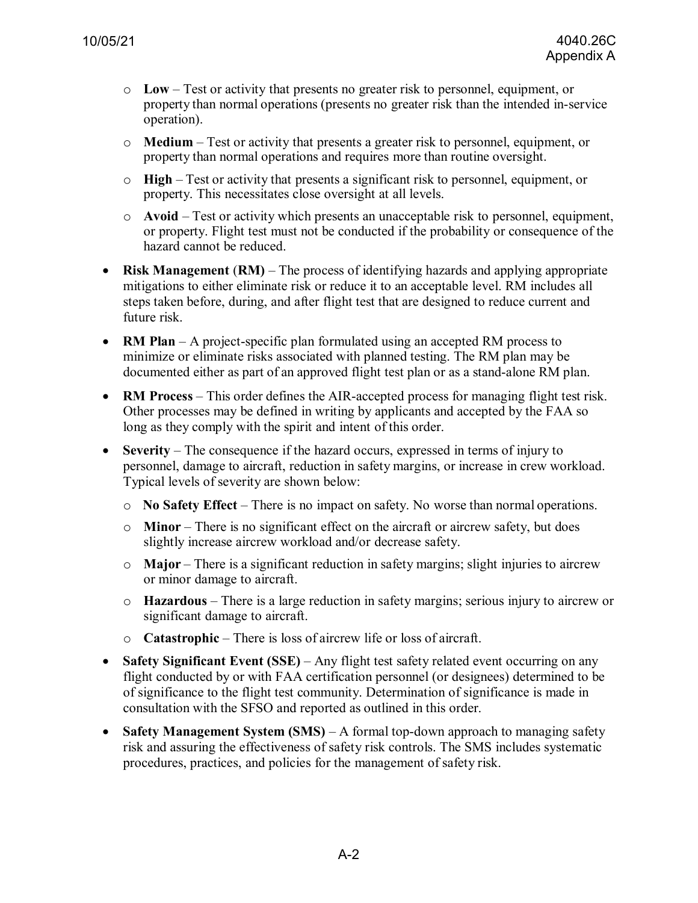- **Low** – Test or activity that presents no greater risk to personnel, equipment, or property than normal operations (presents no greater risk than the intended in-service operation).
  - **Medium** – Test or activity that presents a greater risk to personnel, equipment, or property than normal operations and requires more than routine oversight.
  - **High** – Test or activity that presents a significant risk to personnel, equipment, or property. This necessitates close oversight at all levels.
  - **Avoid** – Test or activity which presents an unacceptable risk to personnel, equipment, or property. Flight test must not be conducted if the probability or consequence of the hazard cannot be reduced.

- **Risk Management** (**RM**) – The process of identifying hazards and applying appropriate mitigations to either eliminate risk or reduce it to an acceptable level. RM includes all steps taken before, during, and after flight test that are designed to reduce current and future risk.
- **RM Plan** – A project-specific plan formulated using an accepted RM process to minimize or eliminate risks associated with planned testing. The RM plan may be documented either as part of an approved flight test plan or as a stand-alone RM plan.
- **RM Process** – This order defines the AIR-accepted process for managing flight test risk. Other processes may be defined in writing by applicants and accepted by the FAA so long as they comply with the spirit and intent of this order.
- **Severity** – The consequence if the hazard occurs, expressed in terms of injury to personnel, damage to aircraft, reduction in safety margins, or increase in crew workload. Typical levels of severity are shown below:
  - **No Safety Effect** – There is no impact on safety. No worse than normal operations.
  - **Minor** – There is no significant effect on the aircraft or aircrew safety, but does slightly increase aircrew workload and/or decrease safety.
  - **Major** – There is a significant reduction in safety margins; slight injuries to aircrew or minor damage to aircraft.
  - **Hazardous** – There is a large reduction in safety margins; serious injury to aircrew or significant damage to aircraft.
  - **Catastrophic** – There is loss of aircrew life or loss of aircraft.
- **Safety Significant Event (SSE)** – Any flight test safety related event occurring on any flight conducted by or with FAA certification personnel (or designees) determined to be of significance to the flight test community. Determination of significance is made in consultation with the SFSO and reported as outlined in this order.
- **Safety Management System (SMS)** – A formal top-down approach to managing safety risk and assuring the effectiveness of safety risk controls. The SMS includes systematic procedures, practices, and policies for the management of safety risk.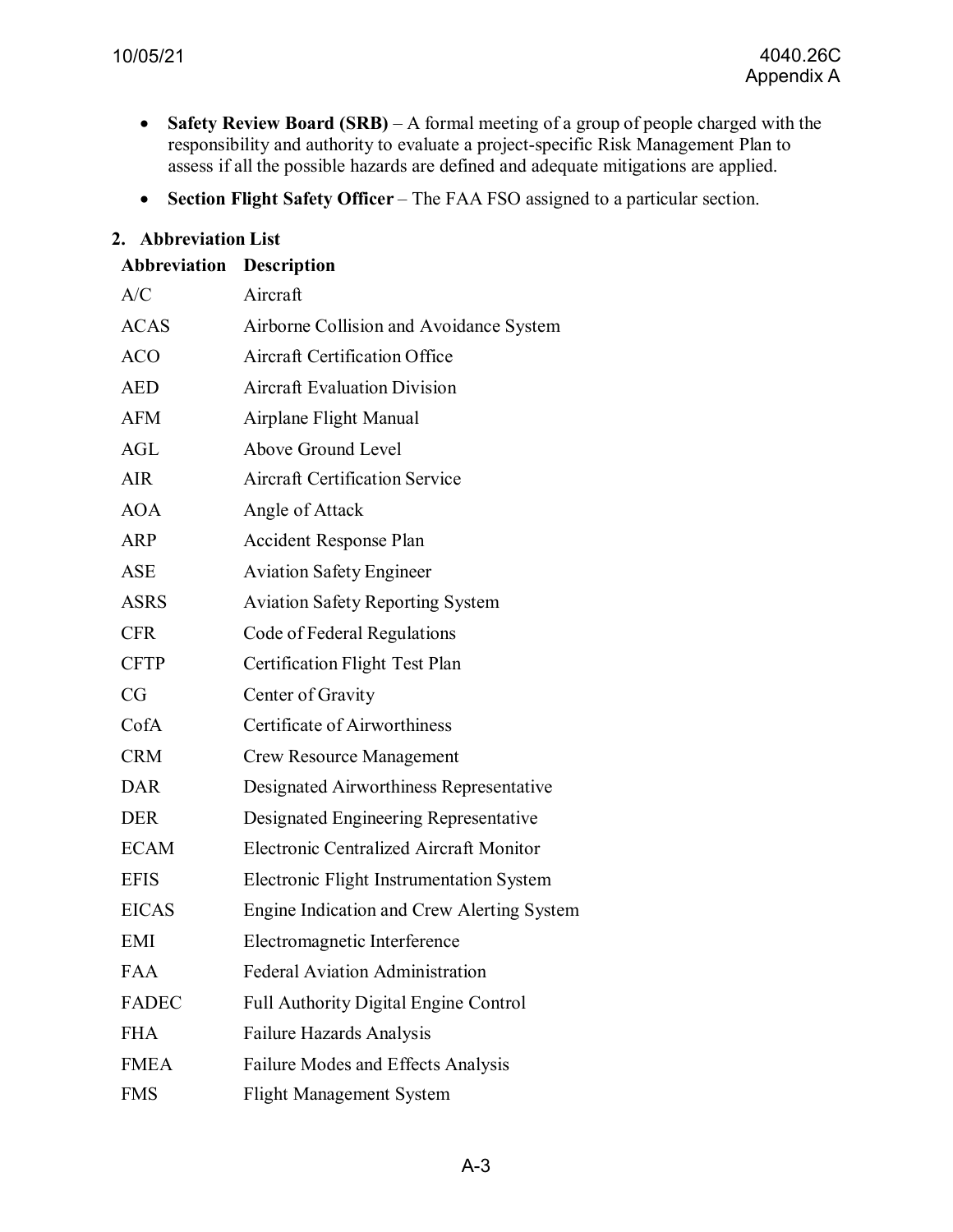- **Safety Review Board (SRB)** – A formal meeting of a group of people charged with the responsibility and authority to evaluate a project-specific Risk Management Plan to assess if all the possible hazards are defined and adequate mitigations are applied.
- **Section Flight Safety Officer** – The FAA FSO assigned to a particular section.

## 2. Abbreviation List

| Abbreviation | Description |
|---|---|
| A/C | Aircraft |
| ACAS | Airborne Collision and Avoidance System |
| ACO | Aircraft Certification Office |
| AED | Aircraft Evaluation Division |
| AFM | Airplane Flight Manual |
| AGL | Above Ground Level |
| AIR | Aircraft Certification Service |
| AOA | Angle of Attack |
| ARP | Accident Response Plan |
| ASE | Aviation Safety Engineer |
| ASRS | Aviation Safety Reporting System |
| CFR | Code of Federal Regulations |
| CFTP | Certification Flight Test Plan |
| CG | Center of Gravity |
| CofA | Certificate of Airworthiness |
| CRM | Crew Resource Management |
| DAR | Designated Airworthiness Representative |
| DER | Designated Engineering Representative |
| ECAM | Electronic Centralized Aircraft Monitor |
| EFIS | Electronic Flight Instrumentation System |
| EICAS | Engine Indication and Crew Alerting System |
| EMI | Electromagnetic Interference |
| FAA | Federal Aviation Administration |
| FADEC | Full Authority Digital Engine Control |
| FHA | Failure Hazards Analysis |
| FMEA | Failure Modes and Effects Analysis |
| FMS | Flight Management System |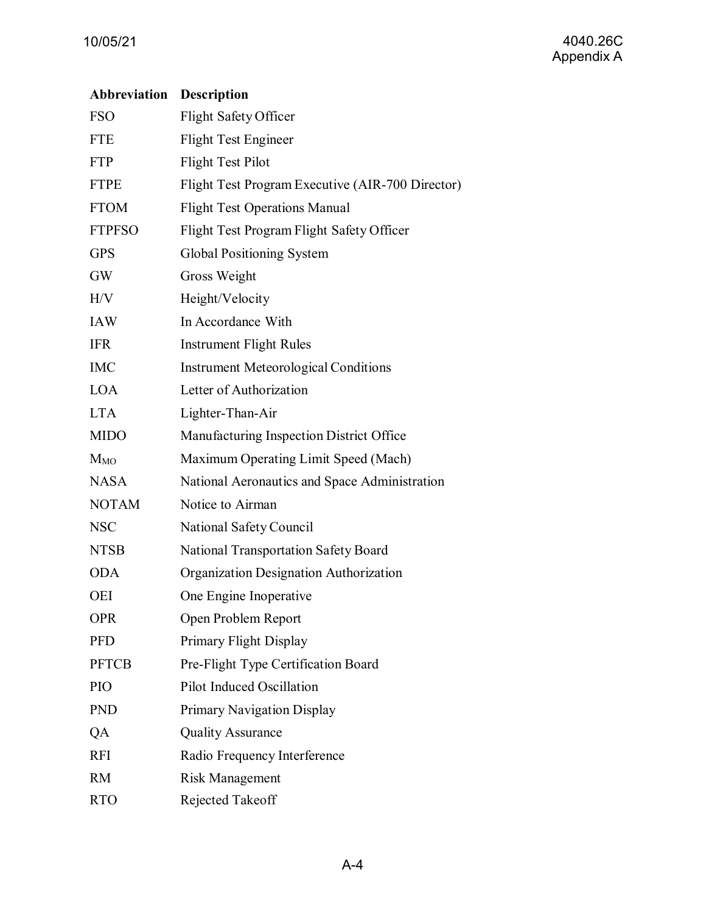| Abbreviation | Description |
| --- | --- |
| FSO | Flight Safety Officer |
| FTE | Flight Test Engineer |
| FTP | Flight Test Pilot |
| FTPE | Flight Test Program Executive (AIR-700 Director) |
| FTOM | Flight Test Operations Manual |
| FTPFSO | Flight Test Program Flight Safety Officer |
| GPS | Global Positioning System |
| GW | Gross Weight |
| H/V | Height/Velocity |
| IAW | In Accordance With |
| IFR | Instrument Flight Rules |
| IMC | Instrument Meteorological Conditions |
| LOA | Letter of Authorization |
| LTA | Lighter-Than-Air |
| MIDO | Manufacturing Inspection District Office |
| $M_{MO}$ | Maximum Operating Limit Speed (Mach) |
| NASA | National Aeronautics and Space Administration |
| NOTAM | Notice to Airman |
| NSC | National Safety Council |
| NTSB | National Transportation Safety Board |
| ODA | Organization Designation Authorization |
| OEI | One Engine Inoperative |
| OPR | Open Problem Report |
| PFD | Primary Flight Display |
| PFTCB | Pre-Flight Type Certification Board |
| PIO | Pilot Induced Oscillation |
| PND | Primary Navigation Display |
| QA | Quality Assurance |
| RFI | Radio Frequency Interference |
| RM | Risk Management |
| RTO | Rejected Takeoff |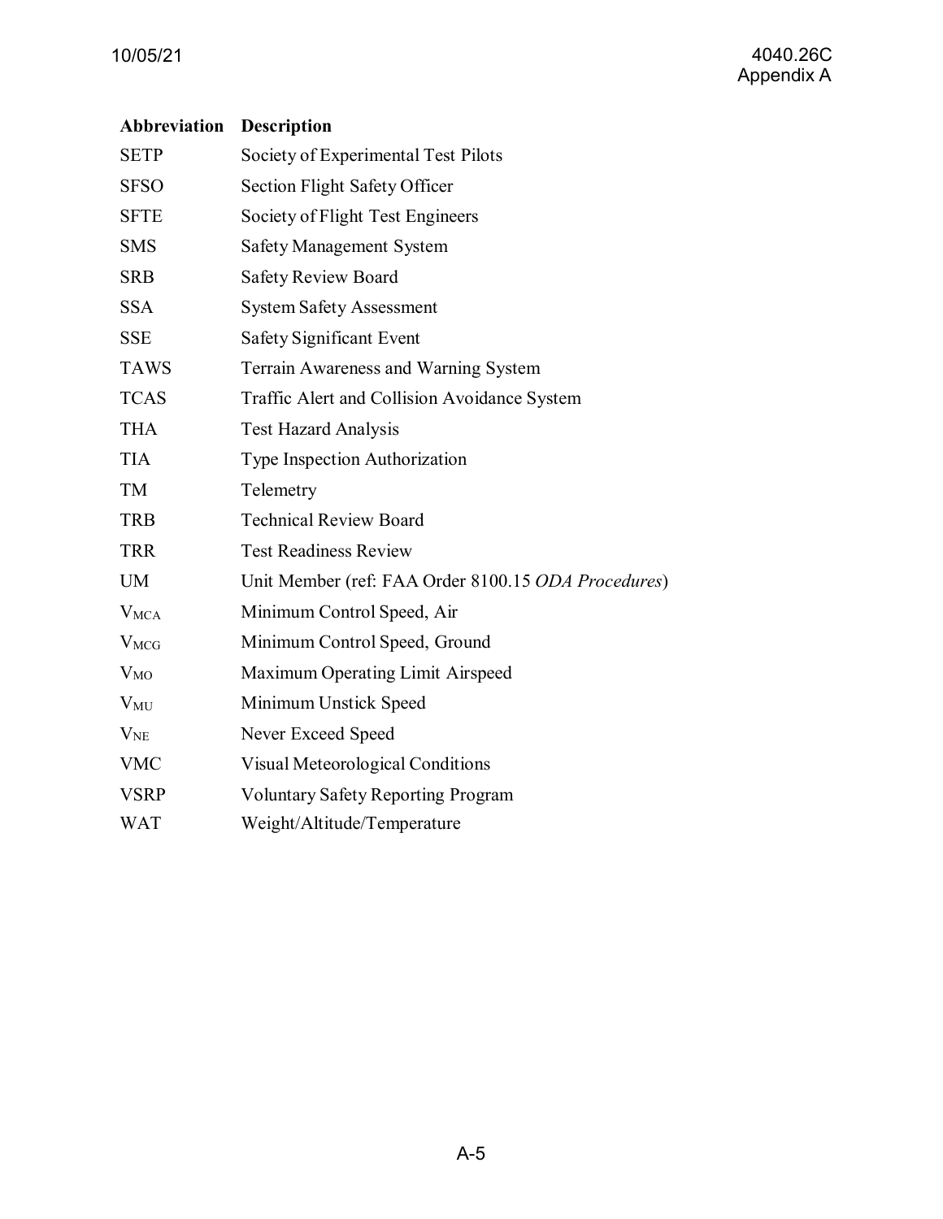| Abbreviation | Description |
| --- | --- |
| SETP | Society of Experimental Test Pilots |
| SFSO | Section Flight Safety Officer |
| SFTE | Society of Flight Test Engineers |
| SMS | Safety Management System |
| SRB | Safety Review Board |
| SSA | System Safety Assessment |
| SSE | Safety Significant Event |
| TAWS | Terrain Awareness and Warning System |
| TCAS | Traffic Alert and Collision Avoidance System |
| THA | Test Hazard Analysis |
| TIA | Type Inspection Authorization |
| TM | Telemetry |
| TRB | Technical Review Board |
| TRR | Test Readiness Review |
| UM | Unit Member (ref: FAA Order 8100.15 *ODA Procedures*) |
| $V_{MCA}$ | Minimum Control Speed, Air |
| $V_{MCG}$ | Minimum Control Speed, Ground |
| $V_{MO}$ | Maximum Operating Limit Airspeed |
| $V_{MU}$ | Minimum Unstick Speed |
| $V_{NE}$ | Never Exceed Speed |
| VMC | Visual Meteorological Conditions |
| VSRP | Voluntary Safety Reporting Program |
| WAT | Weight/Altitude/Temperature |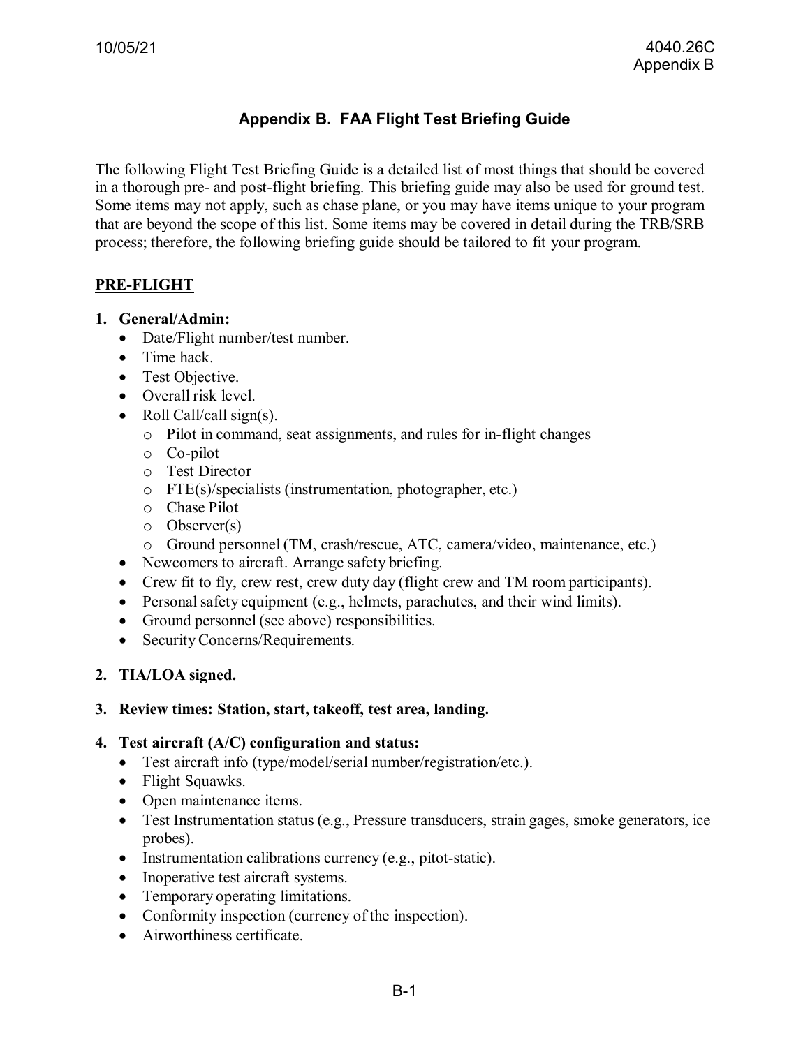# Appendix B. FAA Flight Test Briefing Guide

The following Flight Test Briefing Guide is a detailed list of most things that should be covered in a thorough pre- and post-flight briefing. This briefing guide may also be used for ground test. Some items may not apply, such as chase plane, or you may have items unique to your program that are beyond the scope of this list. Some items may be covered in detail during the TRB/SRB process; therefore, the following briefing guide should be tailored to fit your program.

## PRE-FLIGHT

**1. General/Admin:**

- Date/Flight number/test number.
- Time hack.
- Test Objective.
- Overall risk level.
- Roll Call/call sign(s).
  - Pilot in command, seat assignments, and rules for in-flight changes
  - Co-pilot
  - Test Director
  - FTE(s)/specialists (instrumentation, photographer, etc.)
  - Chase Pilot
  - Observer(s)
  - Ground personnel (TM, crash/rescue, ATC, camera/video, maintenance, etc.)
- Newcomers to aircraft. Arrange safety briefing.
- Crew fit to fly, crew rest, crew duty day (flight crew and TM room participants).
- Personal safety equipment (e.g., helmets, parachutes, and their wind limits).
- Ground personnel (see above) responsibilities.
- Security Concerns/Requirements.

**2. TIA/LOA signed.**

**3. Review times: Station, start, takeoff, test area, landing.**

**4. Test aircraft (A/C) configuration and status:**

- Test aircraft info (type/model/serial number/registration/etc.).
- Flight Squawks.
- Open maintenance items.
- Test Instrumentation status (e.g., Pressure transducers, strain gages, smoke generators, ice probes).
- Instrumentation calibrations currency (e.g., pitot-static).
- Inoperative test aircraft systems.
- Temporary operating limitations.
- Conformity inspection (currency of the inspection).
- Airworthiness certificate.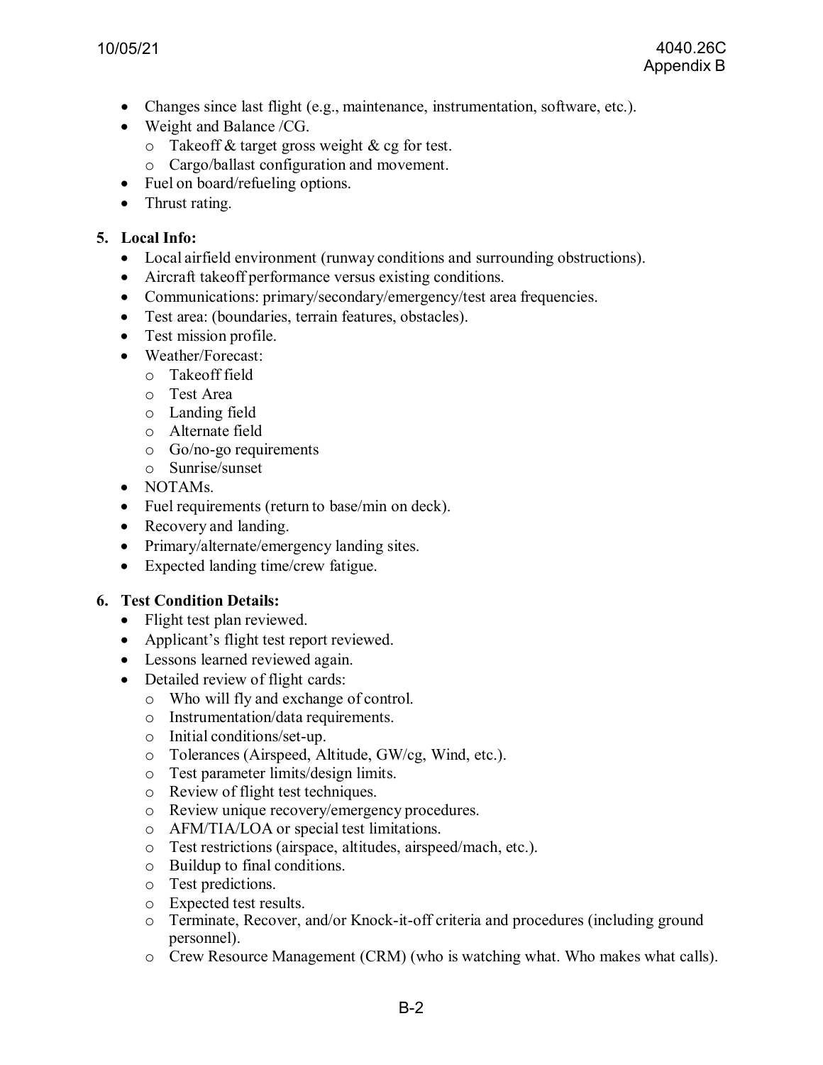- Changes since last flight (e.g., maintenance, instrumentation, software, etc.).
- Weight and Balance /CG.
  - Takeoff & target gross weight & cg for test.
  - Cargo/ballast configuration and movement.
- Fuel on board/refueling options.
- Thrust rating.

**5. Local Info:**

- Local airfield environment (runway conditions and surrounding obstructions).
- Aircraft takeoff performance versus existing conditions.
- Communications: primary/secondary/emergency/test area frequencies.
- Test area: (boundaries, terrain features, obstacles).
- Test mission profile.
- Weather/Forecast:
  - Takeoff field
  - Test Area
  - Landing field
  - Alternate field
  - Go/no-go requirements
  - Sunrise/sunset
- NOTAMs.
- Fuel requirements (return to base/min on deck).
- Recovery and landing.
- Primary/alternate/emergency landing sites.
- Expected landing time/crew fatigue.

**6. Test Condition Details:**

- Flight test plan reviewed.
- Applicant's flight test report reviewed.
- Lessons learned reviewed again.
- Detailed review of flight cards:
  - Who will fly and exchange of control.
  - Instrumentation/data requirements.
  - Initial conditions/set-up.
  - Tolerances (Airspeed, Altitude, GW/cg, Wind, etc.).
  - Test parameter limits/design limits.
  - Review of flight test techniques.
  - Review unique recovery/emergency procedures.
  - AFM/TIA/LOA or special test limitations.
  - Test restrictions (airspace, altitudes, airspeed/mach, etc.).
  - Buildup to final conditions.
  - Test predictions.
  - Expected test results.
  - Terminate, Recover, and/or Knock-it-off criteria and procedures (including ground personnel).
  - Crew Resource Management (CRM) (who is watching what. Who makes what calls).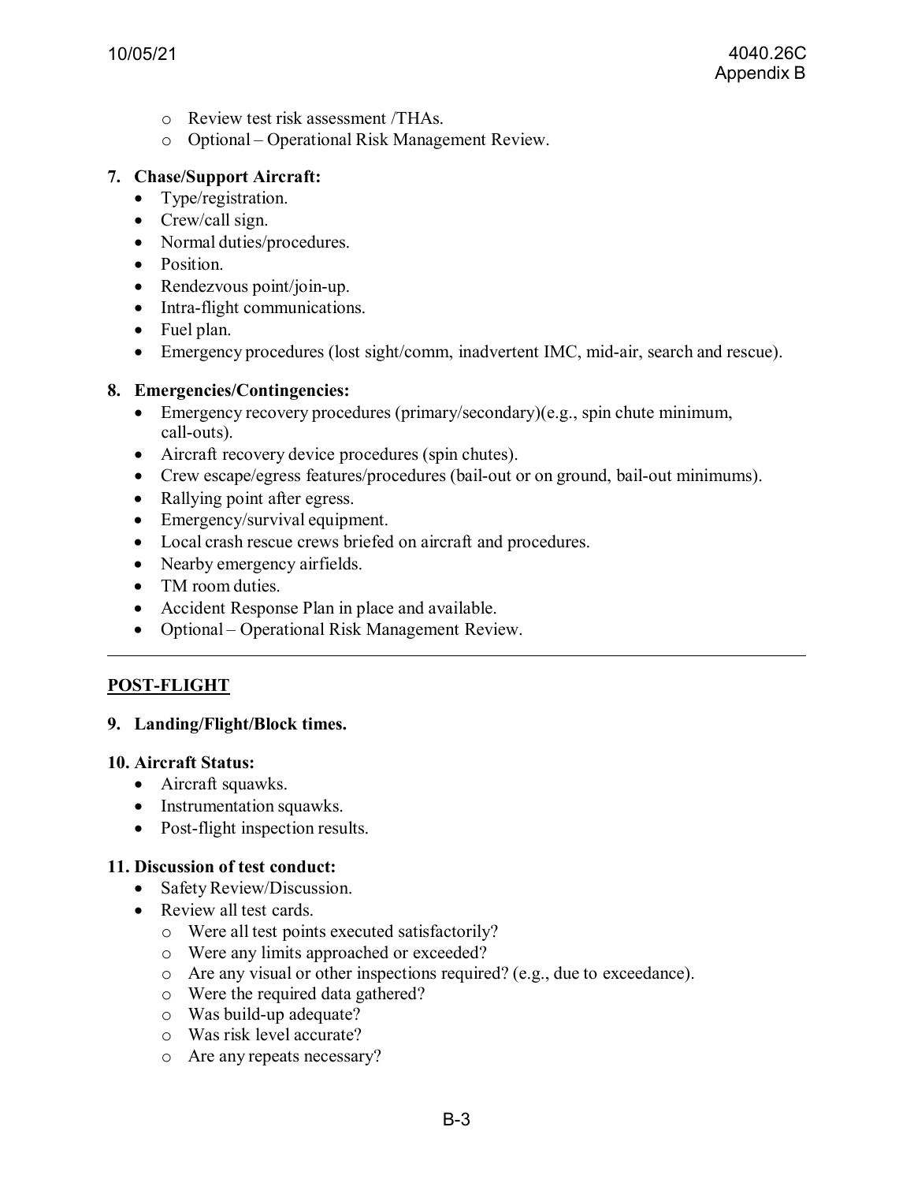- Review test risk assessment /THAs.
  - Optional – Operational Risk Management Review.

**7. Chase/Support Aircraft:**

- Type/registration.
- Crew/call sign.
- Normal duties/procedures.
- Position.
- Rendezvous point/join-up.
- Intra-flight communications.
- Fuel plan.
- Emergency procedures (lost sight/comm, inadvertent IMC, mid-air, search and rescue).

**8. Emergencies/Contingencies:**

- Emergency recovery procedures (primary/secondary)(e.g., spin chute minimum, call-outs).
- Aircraft recovery device procedures (spin chutes).
- Crew escape/egress features/procedures (bail-out or on ground, bail-out minimums).
- Rallying point after egress.
- Emergency/survival equipment.
- Local crash rescue crews briefed on aircraft and procedures.
- Nearby emergency airfields.
- TM room duties.
- Accident Response Plan in place and available.
- Optional – Operational Risk Management Review.

---

## POST-FLIGHT

**9. Landing/Flight/Block times.**

**10. Aircraft Status:**

- Aircraft squawks.
- Instrumentation squawks.
- Post-flight inspection results.

**11. Discussion of test conduct:**

- Safety Review/Discussion.
- Review all test cards.
  - Were all test points executed satisfactorily?
  - Were any limits approached or exceeded?
  - Are any visual or other inspections required? (e.g., due to exceedance).
  - Were the required data gathered?
  - Was build-up adequate?
  - Was risk level accurate?
  - Are any repeats necessary?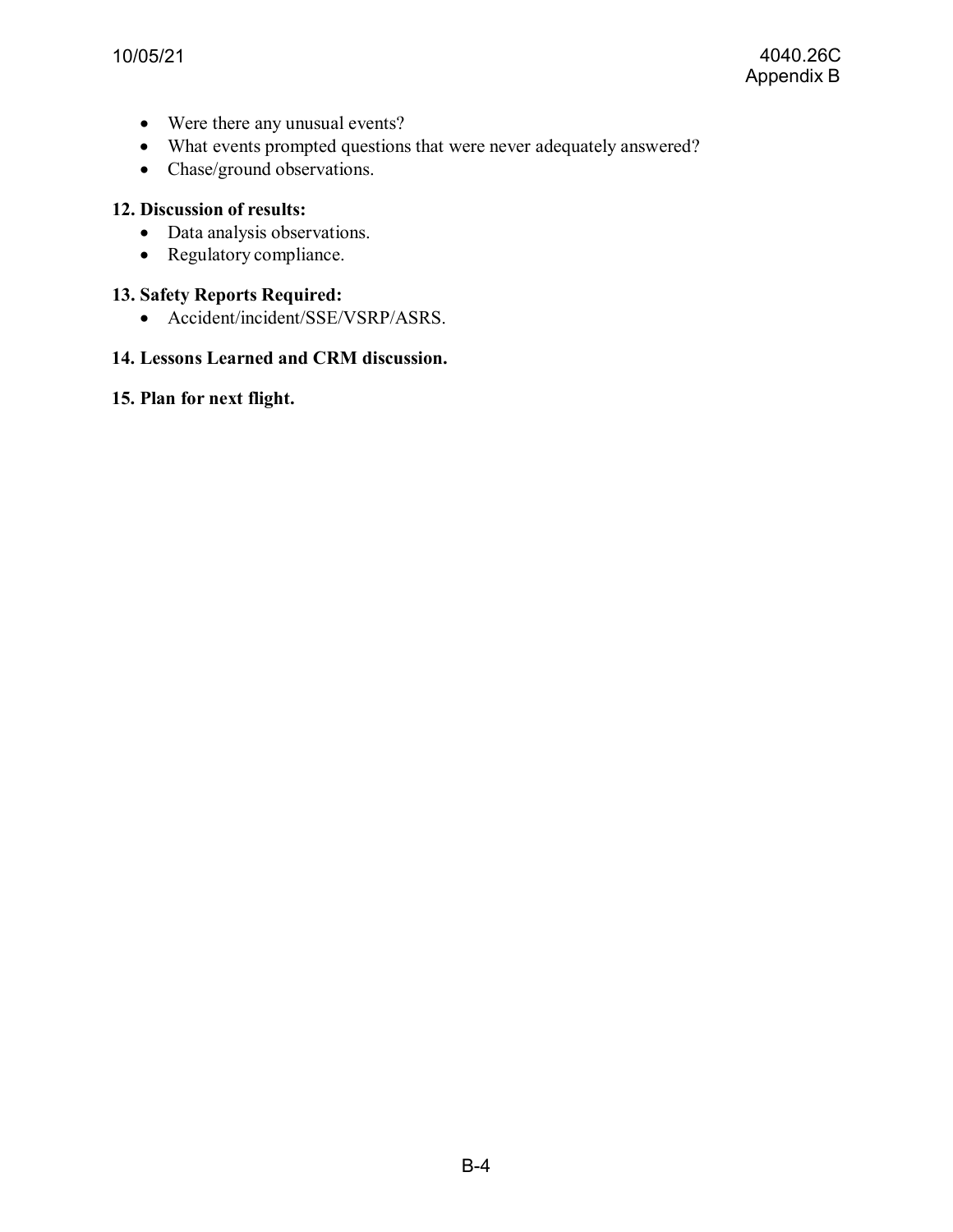- Were there any unusual events?
- What events prompted questions that were never adequately answered?
- Chase/ground observations.

**12. Discussion of results:**

- Data analysis observations.
- Regulatory compliance.

**13. Safety Reports Required:**

- Accident/incident/SSE/VSRP/ASRS.

**14. Lessons Learned and CRM discussion.**

**15. Plan for next flight.**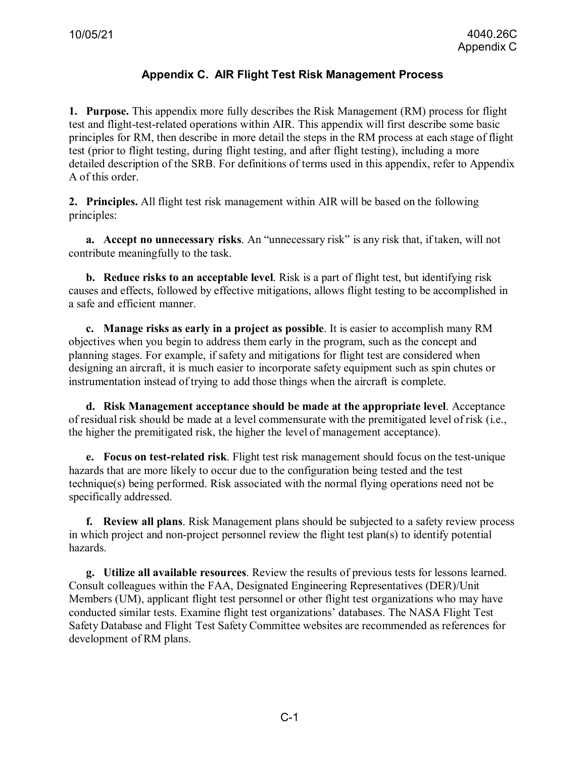## Appendix C. AIR Flight Test Risk Management Process

**1. Purpose.** This appendix more fully describes the Risk Management (RM) process for flight test and flight-test-related operations within AIR. This appendix will first describe some basic principles for RM, then describe in more detail the steps in the RM process at each stage of flight test (prior to flight testing, during flight testing, and after flight testing), including a more detailed description of the SRB. For definitions of terms used in this appendix, refer to Appendix A of this order.

**2. Principles.** All flight test risk management within AIR will be based on the following principles:

**a. Accept no unnecessary risks**. An "unnecessary risk" is any risk that, if taken, will not contribute meaningfully to the task.

**b. Reduce risks to an acceptable level**. Risk is a part of flight test, but identifying risk causes and effects, followed by effective mitigations, allows flight testing to be accomplished in a safe and efficient manner.

**c. Manage risks as early in a project as possible**. It is easier to accomplish many RM objectives when you begin to address them early in the program, such as the concept and planning stages. For example, if safety and mitigations for flight test are considered when designing an aircraft, it is much easier to incorporate safety equipment such as spin chutes or instrumentation instead of trying to add those things when the aircraft is complete.

**d. Risk Management acceptance should be made at the appropriate level**. Acceptance of residual risk should be made at a level commensurate with the premitigated level of risk (i.e., the higher the premitigated risk, the higher the level of management acceptance).

**e. Focus on test-related risk**. Flight test risk management should focus on the test-unique hazards that are more likely to occur due to the configuration being tested and the test technique(s) being performed. Risk associated with the normal flying operations need not be specifically addressed.

**f. Review all plans**. Risk Management plans should be subjected to a safety review process in which project and non-project personnel review the flight test plan(s) to identify potential hazards.

**g. Utilize all available resources**. Review the results of previous tests for lessons learned. Consult colleagues within the FAA, Designated Engineering Representatives (DER)/Unit Members (UM), applicant flight test personnel or other flight test organizations who may have conducted similar tests. Examine flight test organizations' databases. The NASA Flight Test Safety Database and Flight Test Safety Committee websites are recommended as references for development of RM plans.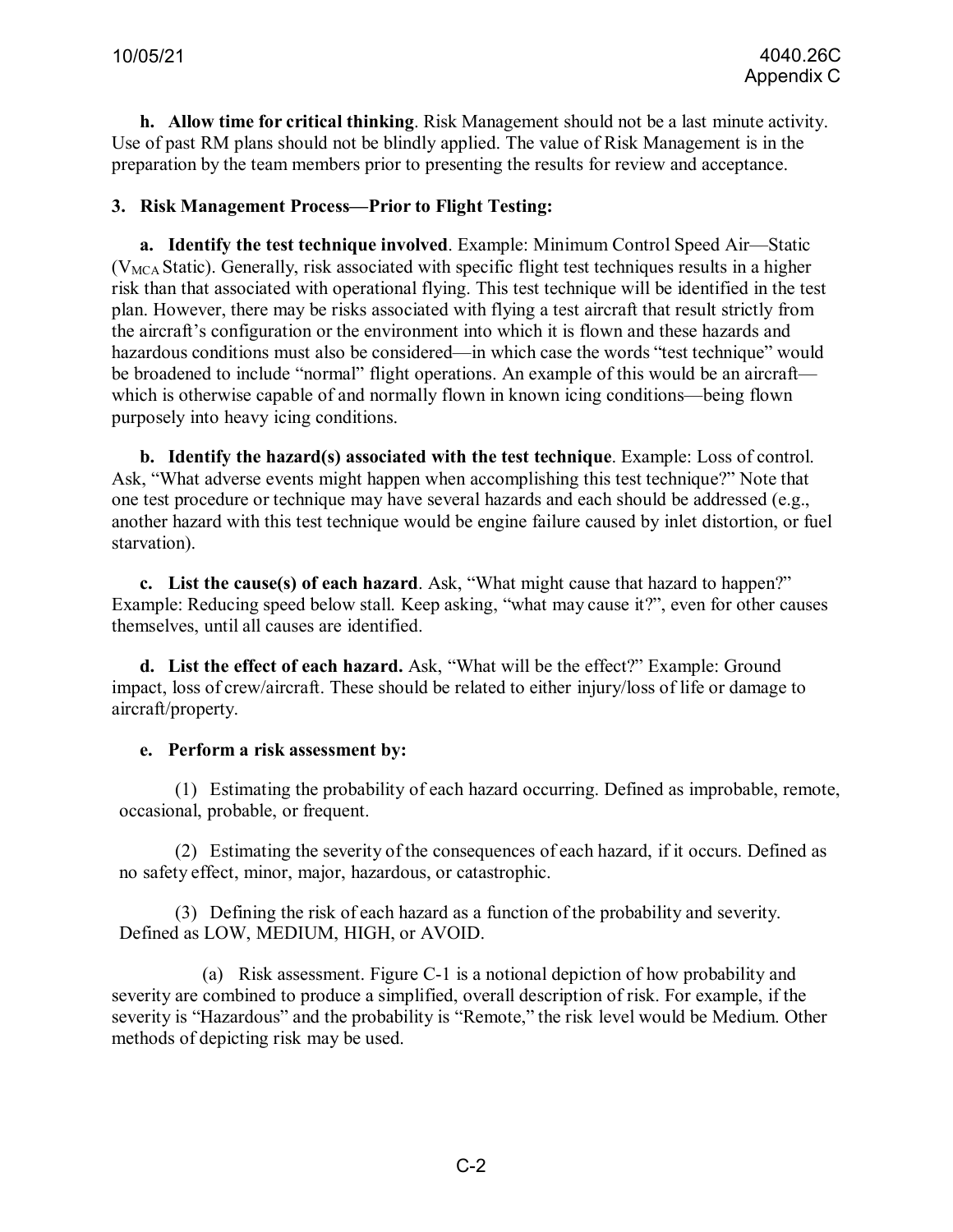**h. Allow time for critical thinking**. Risk Management should not be a last minute activity. Use of past RM plans should not be blindly applied. The value of Risk Management is in the preparation by the team members prior to presenting the results for review and acceptance.

**3. Risk Management Process—Prior to Flight Testing:**

**a. Identify the test technique involved**. Example: Minimum Control Speed Air—Static ($V_{MCA}$ Static). Generally, risk associated with specific flight test techniques results in a higher risk than that associated with operational flying. This test technique will be identified in the test plan. However, there may be risks associated with flying a test aircraft that result strictly from the aircraft's configuration or the environment into which it is flown and these hazards and hazardous conditions must also be considered—in which case the words "test technique" would be broadened to include "normal" flight operations. An example of this would be an aircraft—which is otherwise capable of and normally flown in known icing conditions—being flown purposely into heavy icing conditions.

**b. Identify the hazard(s) associated with the test technique**. Example: Loss of control. Ask, "What adverse events might happen when accomplishing this test technique?" Note that one test procedure or technique may have several hazards and each should be addressed (e.g., another hazard with this test technique would be engine failure caused by inlet distortion, or fuel starvation).

**c. List the cause(s) of each hazard**. Ask, "What might cause that hazard to happen?" Example: Reducing speed below stall. Keep asking, "what may cause it?", even for other causes themselves, until all causes are identified.

**d. List the effect of each hazard.** Ask, "What will be the effect?" Example: Ground impact, loss of crew/aircraft. These should be related to either injury/loss of life or damage to aircraft/property.

**e. Perform a risk assessment by:**

(1) Estimating the probability of each hazard occurring. Defined as improbable, remote, occasional, probable, or frequent.

(2) Estimating the severity of the consequences of each hazard, if it occurs. Defined as no safety effect, minor, major, hazardous, or catastrophic.

(3) Defining the risk of each hazard as a function of the probability and severity. Defined as LOW, MEDIUM, HIGH, or AVOID.

(a) Risk assessment. Figure C-1 is a notional depiction of how probability and severity are combined to produce a simplified, overall description of risk. For example, if the severity is "Hazardous" and the probability is "Remote," the risk level would be Medium. Other methods of depicting risk may be used.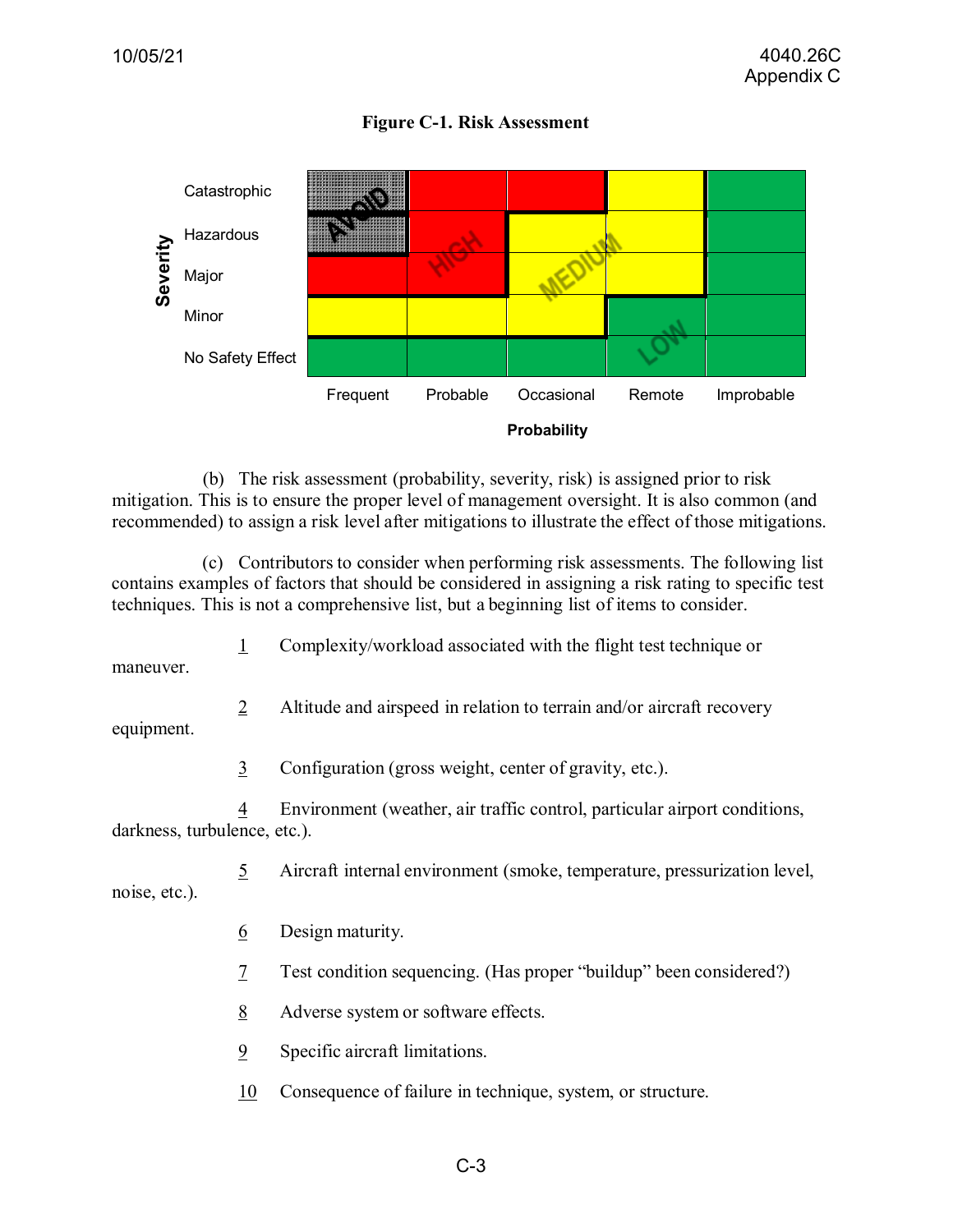**Figure C-1. Risk Assessment**

| Severity \ Probability | Frequent | Probable | Occasional | Remote | Improbable |
|---|---|---|---|---|---|
| Catastrophic | AVOID | HIGH | HIGH | MEDIUM | LOW |
| Hazardous | AVOID | HIGH | MEDIUM | MEDIUM | LOW |
| Major | HIGH | HIGH | MEDIUM | MEDIUM | LOW |
| Minor | MEDIUM | MEDIUM | MEDIUM | LOW | LOW |
| No Safety Effect | LOW | LOW | LOW | LOW | LOW |

(b) The risk assessment (probability, severity, risk) is assigned prior to risk mitigation. This is to ensure the proper level of management oversight. It is also common (and recommended) to assign a risk level after mitigations to illustrate the effect of those mitigations.

(c) Contributors to consider when performing risk assessments. The following list contains examples of factors that should be considered in assigning a risk rating to specific test techniques. This is not a comprehensive list, but a beginning list of items to consider.

1 Complexity/workload associated with the flight test technique or maneuver.

2 Altitude and airspeed in relation to terrain and/or aircraft recovery equipment.

3 Configuration (gross weight, center of gravity, etc.).

4 Environment (weather, air traffic control, particular airport conditions, darkness, turbulence, etc.).

5 Aircraft internal environment (smoke, temperature, pressurization level, noise, etc.).

6 Design maturity.

7 Test condition sequencing. (Has proper "buildup" been considered?)

8 Adverse system or software effects.

9 Specific aircraft limitations.

10 Consequence of failure in technique, system, or structure.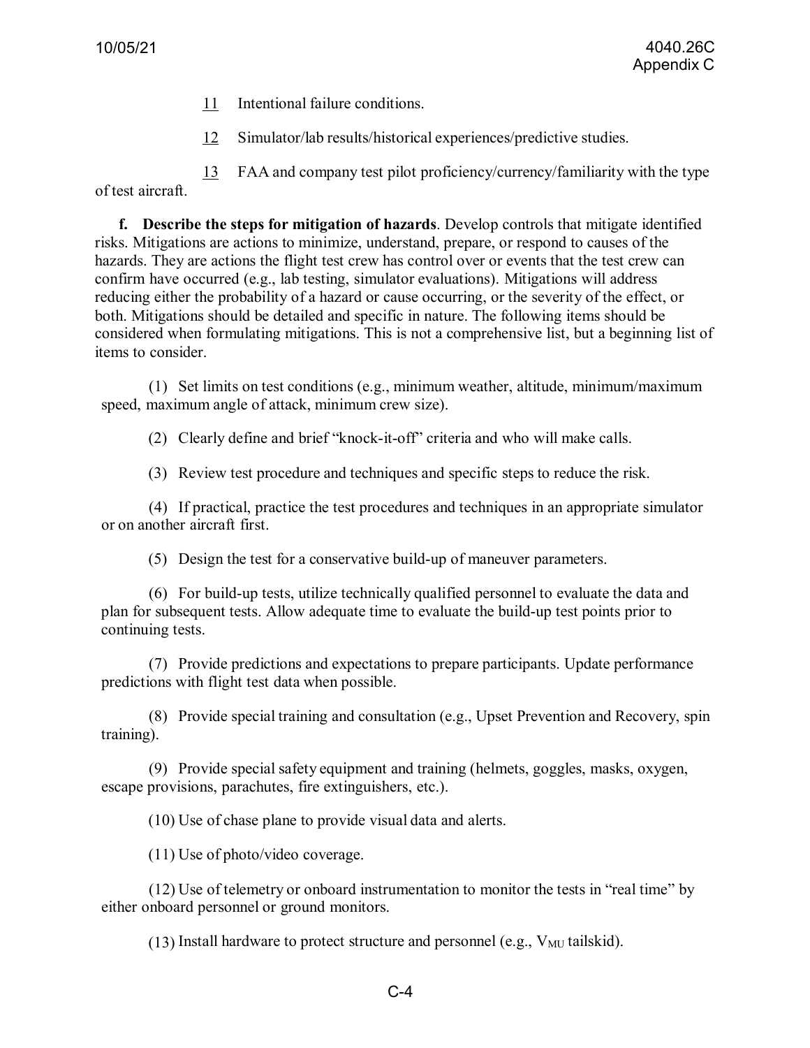11 Intentional failure conditions.

12 Simulator/lab results/historical experiences/predictive studies.

13 FAA and company test pilot proficiency/currency/familiarity with the type of test aircraft.

**f. Describe the steps for mitigation of hazards**. Develop controls that mitigate identified risks. Mitigations are actions to minimize, understand, prepare, or respond to causes of the hazards. They are actions the flight test crew has control over or events that the test crew can confirm have occurred (e.g., lab testing, simulator evaluations). Mitigations will address reducing either the probability of a hazard or cause occurring, or the severity of the effect, or both. Mitigations should be detailed and specific in nature. The following items should be considered when formulating mitigations. This is not a comprehensive list, but a beginning list of items to consider.

(1) Set limits on test conditions (e.g., minimum weather, altitude, minimum/maximum speed, maximum angle of attack, minimum crew size).

(2) Clearly define and brief "knock-it-off" criteria and who will make calls.

(3) Review test procedure and techniques and specific steps to reduce the risk.

(4) If practical, practice the test procedures and techniques in an appropriate simulator or on another aircraft first.

(5) Design the test for a conservative build-up of maneuver parameters.

(6) For build-up tests, utilize technically qualified personnel to evaluate the data and plan for subsequent tests. Allow adequate time to evaluate the build-up test points prior to continuing tests.

(7) Provide predictions and expectations to prepare participants. Update performance predictions with flight test data when possible.

(8) Provide special training and consultation (e.g., Upset Prevention and Recovery, spin training).

(9) Provide special safety equipment and training (helmets, goggles, masks, oxygen, escape provisions, parachutes, fire extinguishers, etc.).

(10) Use of chase plane to provide visual data and alerts.

(11) Use of photo/video coverage.

(12) Use of telemetry or onboard instrumentation to monitor the tests in "real time" by either onboard personnel or ground monitors.

(13) Install hardware to protect structure and personnel (e.g., $V_{MU}$ tailskid).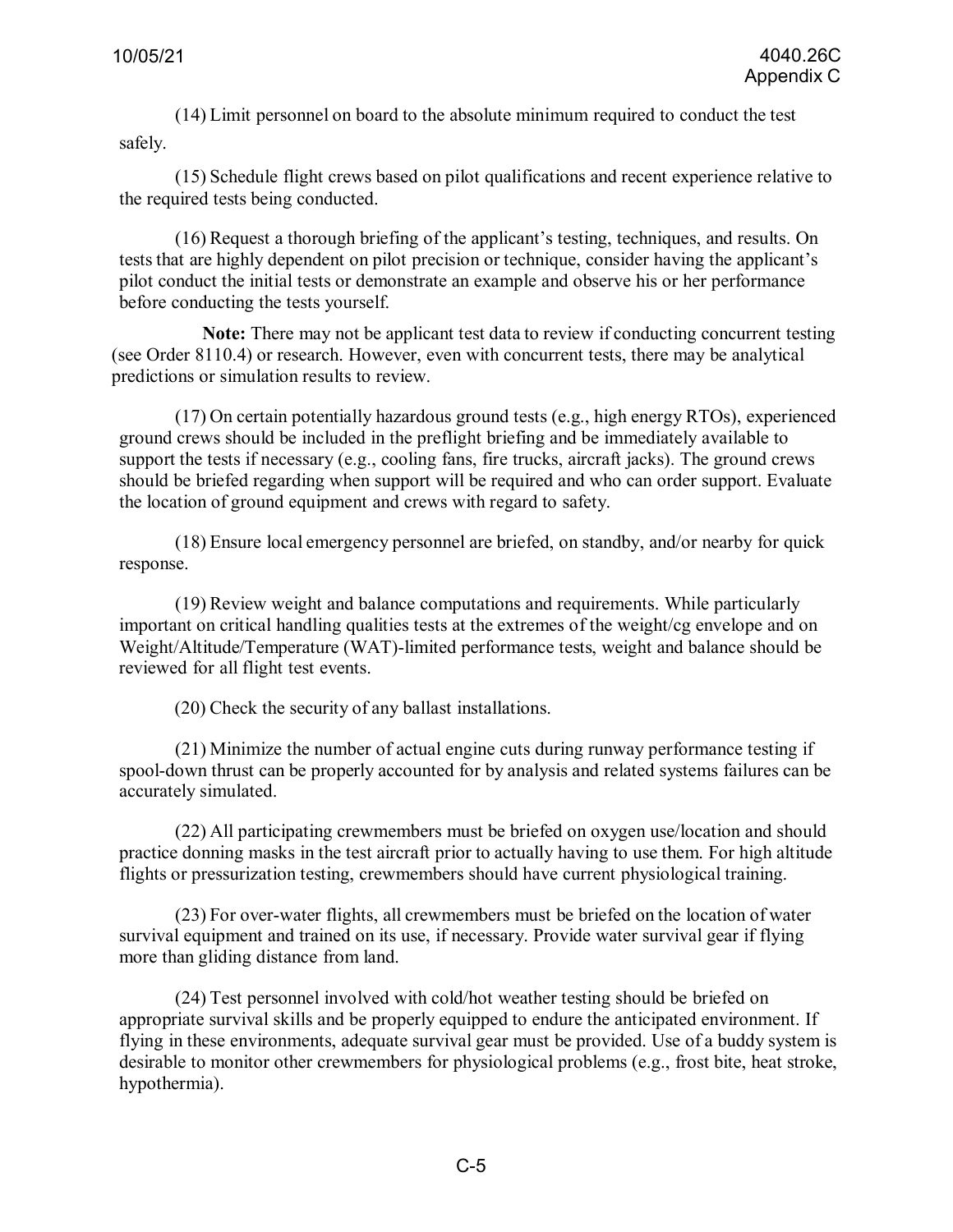(14) Limit personnel on board to the absolute minimum required to conduct the test safely.

(15) Schedule flight crews based on pilot qualifications and recent experience relative to the required tests being conducted.

(16) Request a thorough briefing of the applicant's testing, techniques, and results. On tests that are highly dependent on pilot precision or technique, consider having the applicant's pilot conduct the initial tests or demonstrate an example and observe his or her performance before conducting the tests yourself.

**Note:** There may not be applicant test data to review if conducting concurrent testing (see Order 8110.4) or research. However, even with concurrent tests, there may be analytical predictions or simulation results to review.

(17) On certain potentially hazardous ground tests (e.g., high energy RTOs), experienced ground crews should be included in the preflight briefing and be immediately available to support the tests if necessary (e.g., cooling fans, fire trucks, aircraft jacks). The ground crews should be briefed regarding when support will be required and who can order support. Evaluate the location of ground equipment and crews with regard to safety.

(18) Ensure local emergency personnel are briefed, on standby, and/or nearby for quick response.

(19) Review weight and balance computations and requirements. While particularly important on critical handling qualities tests at the extremes of the weight/cg envelope and on Weight/Altitude/Temperature (WAT)-limited performance tests, weight and balance should be reviewed for all flight test events.

(20) Check the security of any ballast installations.

(21) Minimize the number of actual engine cuts during runway performance testing if spool-down thrust can be properly accounted for by analysis and related systems failures can be accurately simulated.

(22) All participating crewmembers must be briefed on oxygen use/location and should practice donning masks in the test aircraft prior to actually having to use them. For high altitude flights or pressurization testing, crewmembers should have current physiological training.

(23) For over-water flights, all crewmembers must be briefed on the location of water survival equipment and trained on its use, if necessary. Provide water survival gear if flying more than gliding distance from land.

(24) Test personnel involved with cold/hot weather testing should be briefed on appropriate survival skills and be properly equipped to endure the anticipated environment. If flying in these environments, adequate survival gear must be provided. Use of a buddy system is desirable to monitor other crewmembers for physiological problems (e.g., frost bite, heat stroke, hypothermia).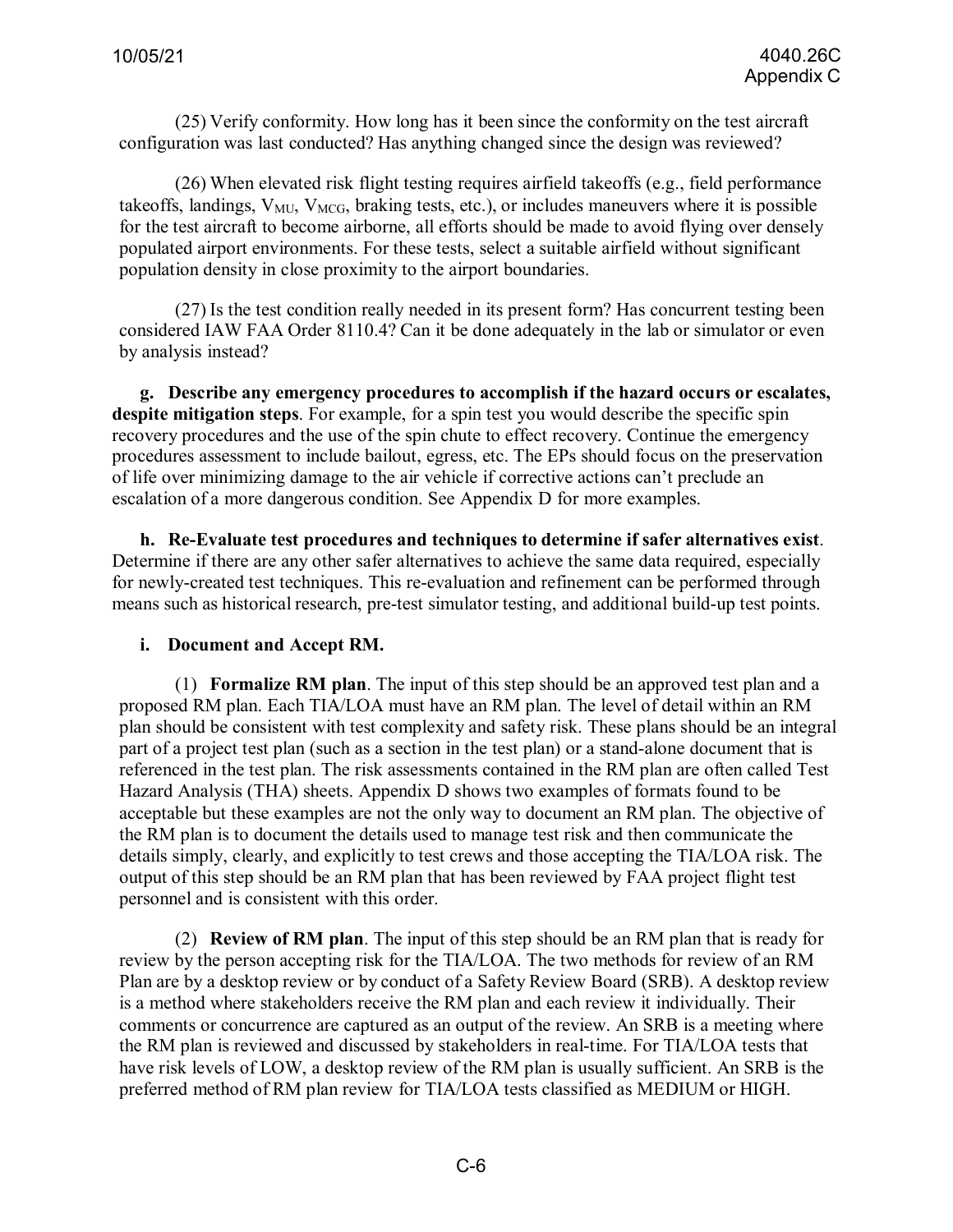(25) Verify conformity. How long has it been since the conformity on the test aircraft configuration was last conducted? Has anything changed since the design was reviewed?

(26) When elevated risk flight testing requires airfield takeoffs (e.g., field performance takeoffs, landings, $V_{MU}$, $V_{MCG}$, braking tests, etc.), or includes maneuvers where it is possible for the test aircraft to become airborne, all efforts should be made to avoid flying over densely populated airport environments. For these tests, select a suitable airfield without significant population density in close proximity to the airport boundaries.

(27) Is the test condition really needed in its present form? Has concurrent testing been considered IAW FAA Order 8110.4? Can it be done adequately in the lab or simulator or even by analysis instead?

**g. Describe any emergency procedures to accomplish if the hazard occurs or escalates, despite mitigation steps**. For example, for a spin test you would describe the specific spin recovery procedures and the use of the spin chute to effect recovery. Continue the emergency procedures assessment to include bailout, egress, etc. The EPs should focus on the preservation of life over minimizing damage to the air vehicle if corrective actions can't preclude an escalation of a more dangerous condition. See Appendix D for more examples.

**h. Re-Evaluate test procedures and techniques to determine if safer alternatives exist**. Determine if there are any other safer alternatives to achieve the same data required, especially for newly-created test techniques. This re-evaluation and refinement can be performed through means such as historical research, pre-test simulator testing, and additional build-up test points.

**i. Document and Accept RM.**

(1) **Formalize RM plan**. The input of this step should be an approved test plan and a proposed RM plan. Each TIA/LOA must have an RM plan. The level of detail within an RM plan should be consistent with test complexity and safety risk. These plans should be an integral part of a project test plan (such as a section in the test plan) or a stand-alone document that is referenced in the test plan. The risk assessments contained in the RM plan are often called Test Hazard Analysis (THA) sheets. Appendix D shows two examples of formats found to be acceptable but these examples are not the only way to document an RM plan. The objective of the RM plan is to document the details used to manage test risk and then communicate the details simply, clearly, and explicitly to test crews and those accepting the TIA/LOA risk. The output of this step should be an RM plan that has been reviewed by FAA project flight test personnel and is consistent with this order.

(2) **Review of RM plan**. The input of this step should be an RM plan that is ready for review by the person accepting risk for the TIA/LOA. The two methods for review of an RM Plan are by a desktop review or by conduct of a Safety Review Board (SRB). A desktop review is a method where stakeholders receive the RM plan and each review it individually. Their comments or concurrence are captured as an output of the review. An SRB is a meeting where the RM plan is reviewed and discussed by stakeholders in real-time. For TIA/LOA tests that have risk levels of LOW, a desktop review of the RM plan is usually sufficient. An SRB is the preferred method of RM plan review for TIA/LOA tests classified as MEDIUM or HIGH.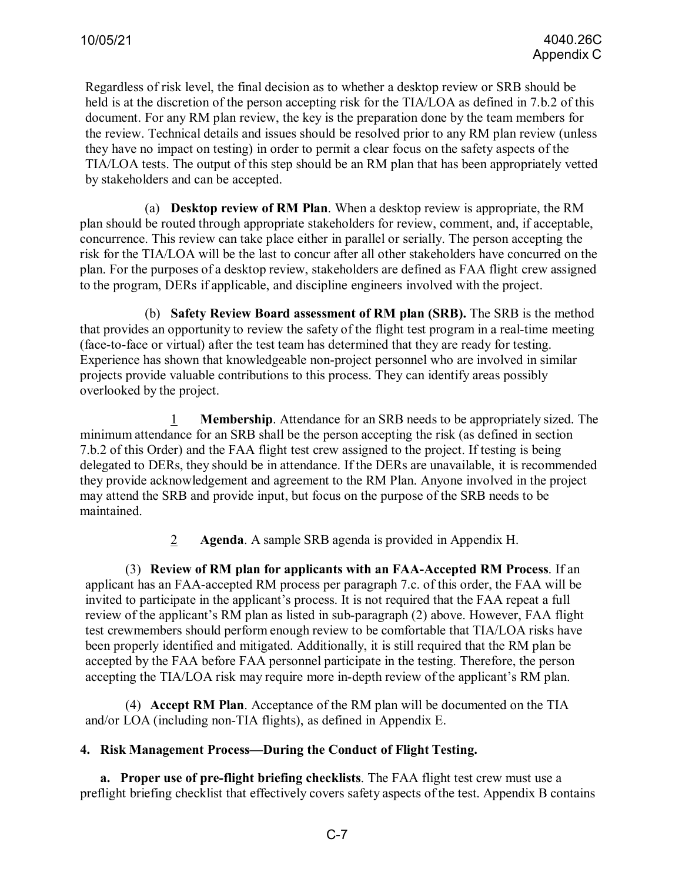Regardless of risk level, the final decision as to whether a desktop review or SRB should be held is at the discretion of the person accepting risk for the TIA/LOA as defined in 7.b.2 of this document. For any RM plan review, the key is the preparation done by the team members for the review. Technical details and issues should be resolved prior to any RM plan review (unless they have no impact on testing) in order to permit a clear focus on the safety aspects of the TIA/LOA tests. The output of this step should be an RM plan that has been appropriately vetted by stakeholders and can be accepted.

(a) **Desktop review of RM Plan**. When a desktop review is appropriate, the RM plan should be routed through appropriate stakeholders for review, comment, and, if acceptable, concurrence. This review can take place either in parallel or serially. The person accepting the risk for the TIA/LOA will be the last to concur after all other stakeholders have concurred on the plan. For the purposes of a desktop review, stakeholders are defined as FAA flight crew assigned to the program, DERs if applicable, and discipline engineers involved with the project.

(b) **Safety Review Board assessment of RM plan (SRB).** The SRB is the method that provides an opportunity to review the safety of the flight test program in a real-time meeting (face-to-face or virtual) after the test team has determined that they are ready for testing. Experience has shown that knowledgeable non-project personnel who are involved in similar projects provide valuable contributions to this process. They can identify areas possibly overlooked by the project.

1 **Membership**. Attendance for an SRB needs to be appropriately sized. The minimum attendance for an SRB shall be the person accepting the risk (as defined in section 7.b.2 of this Order) and the FAA flight test crew assigned to the project. If testing is being delegated to DERs, they should be in attendance. If the DERs are unavailable, it is recommended they provide acknowledgement and agreement to the RM Plan. Anyone involved in the project may attend the SRB and provide input, but focus on the purpose of the SRB needs to be maintained.

2 **Agenda**. A sample SRB agenda is provided in Appendix H.

(3) **Review of RM plan for applicants with an FAA-Accepted RM Process**. If an applicant has an FAA-accepted RM process per paragraph 7.c. of this order, the FAA will be invited to participate in the applicant's process. It is not required that the FAA repeat a full review of the applicant's RM plan as listed in sub-paragraph (2) above. However, FAA flight test crewmembers should perform enough review to be comfortable that TIA/LOA risks have been properly identified and mitigated. Additionally, it is still required that the RM plan be accepted by the FAA before FAA personnel participate in the testing. Therefore, the person accepting the TIA/LOA risk may require more in-depth review of the applicant's RM plan.

(4) **Accept RM Plan**. Acceptance of the RM plan will be documented on the TIA and/or LOA (including non-TIA flights), as defined in Appendix E.

**4. Risk Management Process—During the Conduct of Flight Testing.**

**a. Proper use of pre-flight briefing checklists**. The FAA flight test crew must use a preflight briefing checklist that effectively covers safety aspects of the test. Appendix B contains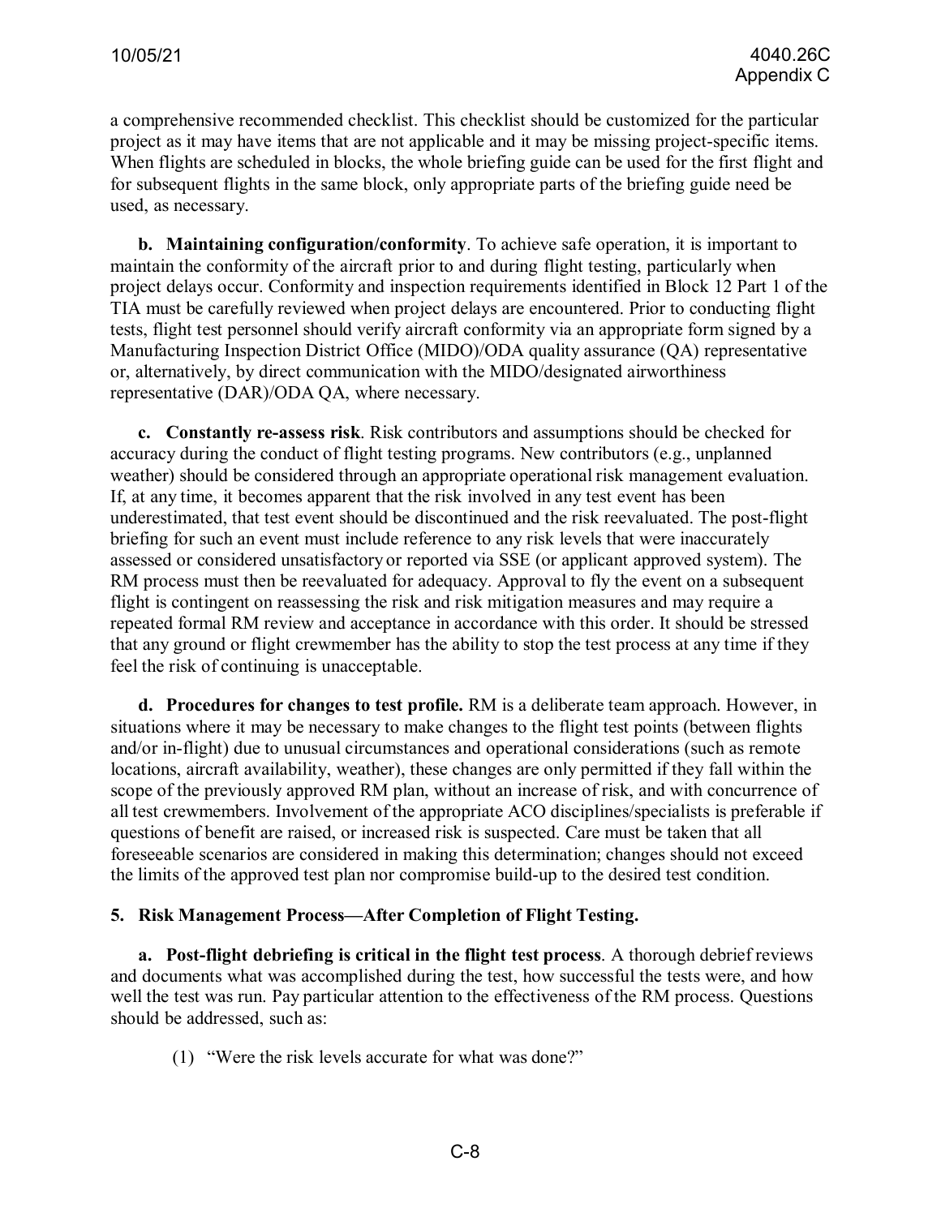a comprehensive recommended checklist. This checklist should be customized for the particular project as it may have items that are not applicable and it may be missing project-specific items. When flights are scheduled in blocks, the whole briefing guide can be used for the first flight and for subsequent flights in the same block, only appropriate parts of the briefing guide need be used, as necessary.

**b. Maintaining configuration/conformity**. To achieve safe operation, it is important to maintain the conformity of the aircraft prior to and during flight testing, particularly when project delays occur. Conformity and inspection requirements identified in Block 12 Part 1 of the TIA must be carefully reviewed when project delays are encountered. Prior to conducting flight tests, flight test personnel should verify aircraft conformity via an appropriate form signed by a Manufacturing Inspection District Office (MIDO)/ODA quality assurance (QA) representative or, alternatively, by direct communication with the MIDO/designated airworthiness representative (DAR)/ODA QA, where necessary.

**c. Constantly re-assess risk**. Risk contributors and assumptions should be checked for accuracy during the conduct of flight testing programs. New contributors (e.g., unplanned weather) should be considered through an appropriate operational risk management evaluation. If, at any time, it becomes apparent that the risk involved in any test event has been underestimated, that test event should be discontinued and the risk reevaluated. The post-flight briefing for such an event must include reference to any risk levels that were inaccurately assessed or considered unsatisfactory or reported via SSE (or applicant approved system). The RM process must then be reevaluated for adequacy. Approval to fly the event on a subsequent flight is contingent on reassessing the risk and risk mitigation measures and may require a repeated formal RM review and acceptance in accordance with this order. It should be stressed that any ground or flight crewmember has the ability to stop the test process at any time if they feel the risk of continuing is unacceptable.

**d. Procedures for changes to test profile.** RM is a deliberate team approach. However, in situations where it may be necessary to make changes to the flight test points (between flights and/or in-flight) due to unusual circumstances and operational considerations (such as remote locations, aircraft availability, weather), these changes are only permitted if they fall within the scope of the previously approved RM plan, without an increase of risk, and with concurrence of all test crewmembers. Involvement of the appropriate ACO disciplines/specialists is preferable if questions of benefit are raised, or increased risk is suspected. Care must be taken that all foreseeable scenarios are considered in making this determination; changes should not exceed the limits of the approved test plan nor compromise build-up to the desired test condition.

**5. Risk Management Process—After Completion of Flight Testing.**

**a. Post-flight debriefing is critical in the flight test process**. A thorough debrief reviews and documents what was accomplished during the test, how successful the tests were, and how well the test was run. Pay particular attention to the effectiveness of the RM process. Questions should be addressed, such as:

(1) "Were the risk levels accurate for what was done?"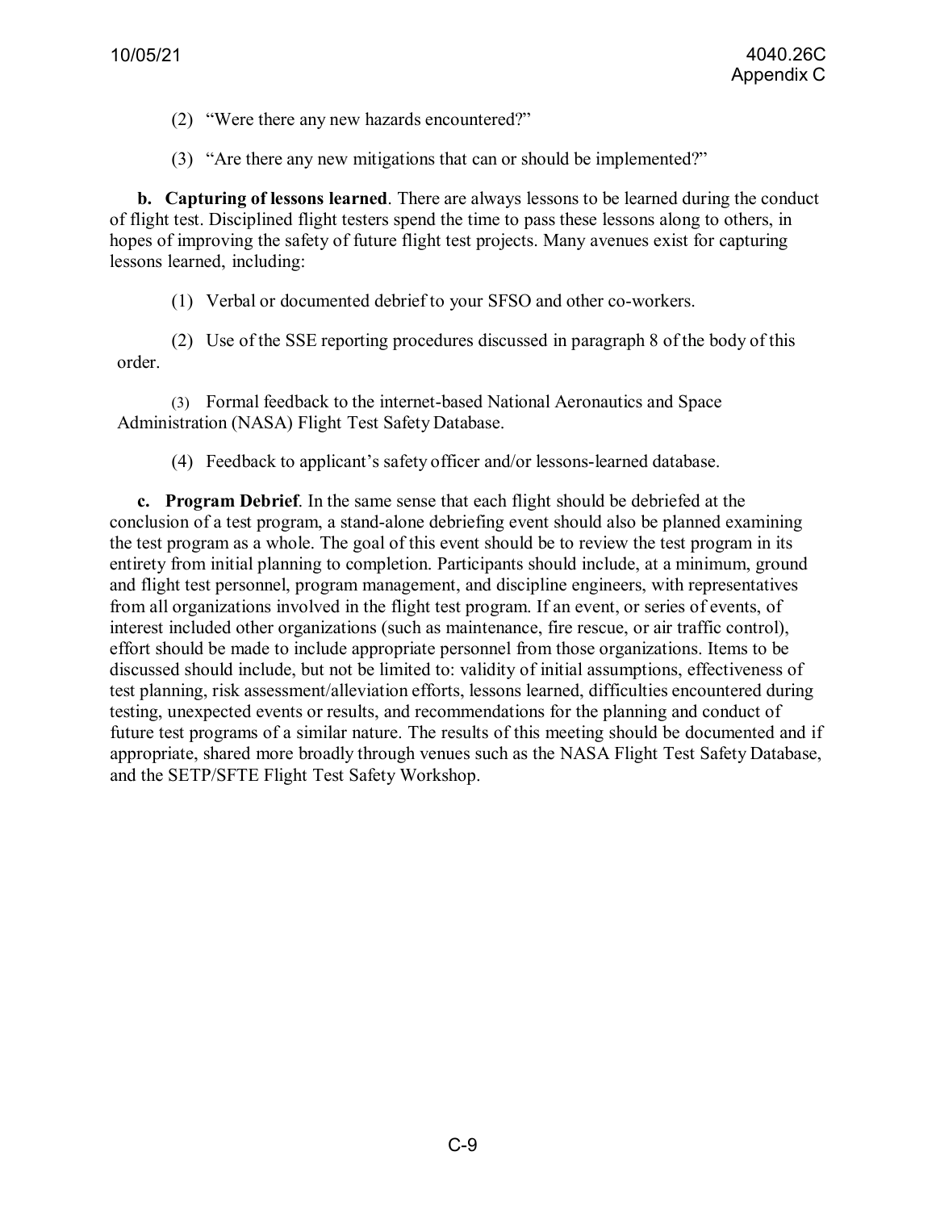(2) "Were there any new hazards encountered?"

(3) "Are there any new mitigations that can or should be implemented?"

**b. Capturing of lessons learned**. There are always lessons to be learned during the conduct of flight test. Disciplined flight testers spend the time to pass these lessons along to others, in hopes of improving the safety of future flight test projects. Many avenues exist for capturing lessons learned, including:

(1) Verbal or documented debrief to your SFSO and other co-workers.

(2) Use of the SSE reporting procedures discussed in paragraph 8 of the body of this order.

(3) Formal feedback to the internet-based National Aeronautics and Space Administration (NASA) Flight Test Safety Database.

(4) Feedback to applicant's safety officer and/or lessons-learned database.

**c. Program Debrief**. In the same sense that each flight should be debriefed at the conclusion of a test program, a stand-alone debriefing event should also be planned examining the test program as a whole. The goal of this event should be to review the test program in its entirety from initial planning to completion. Participants should include, at a minimum, ground and flight test personnel, program management, and discipline engineers, with representatives from all organizations involved in the flight test program. If an event, or series of events, of interest included other organizations (such as maintenance, fire rescue, or air traffic control), effort should be made to include appropriate personnel from those organizations. Items to be discussed should include, but not be limited to: validity of initial assumptions, effectiveness of test planning, risk assessment/alleviation efforts, lessons learned, difficulties encountered during testing, unexpected events or results, and recommendations for the planning and conduct of future test programs of a similar nature. The results of this meeting should be documented and if appropriate, shared more broadly through venues such as the NASA Flight Test Safety Database, and the SETP/SFTE Flight Test Safety Workshop.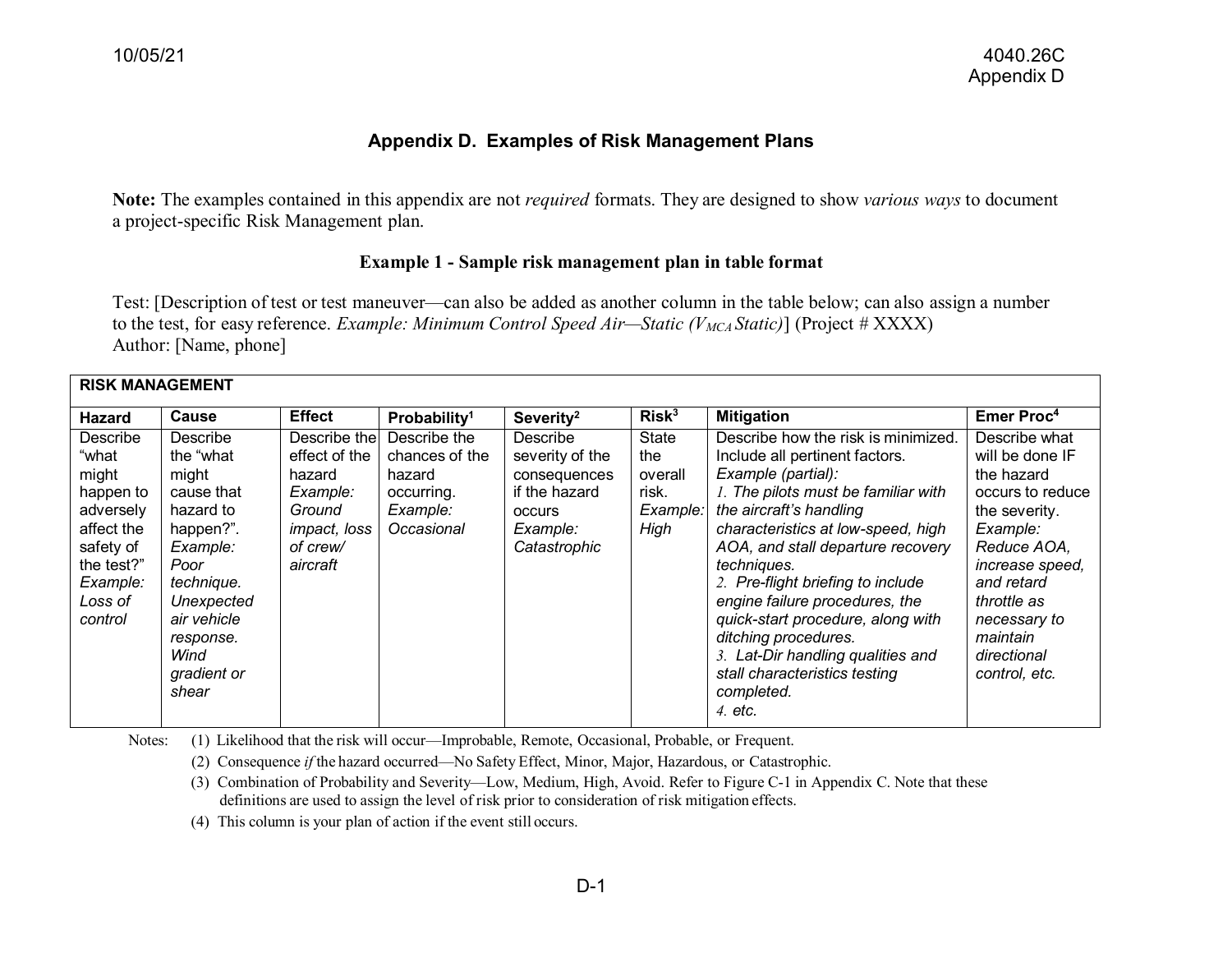# Appendix D. Examples of Risk Management Plans

**Note:** The examples contained in this appendix are not *required* formats. They are designed to show *various ways* to document a project-specific Risk Management plan.

### Example 1 - Sample risk management plan in table format

Test: [Description of test or test maneuver—can also be added as another column in the table below; can also assign a number to the test, for easy reference. *Example: Minimum Control Speed Air—Static ($V_{MCA}$ Static)*] (Project # XXXX)
Author: [Name, phone]

| RISK MANAGEMENT | | | | | | | |
|---|---|---|---|---|---|---|---|
| **Hazard** | **Cause** | **Effect** | **Probability[1]** | **Severity[2]** | **Risk[3]** | **Mitigation** | **Emer Proc[4]** |
| Describe "what might happen to adversely affect the safety of the test?" *Example: Loss of control* | Describe the "what might cause that hazard to happen?". *Example: Poor technique. Unexpected air vehicle response. Wind gradient or shear* | Describe the effect of the hazard *Example: Ground impact, loss of crew/ aircraft* | Describe the chances of the hazard occurring. *Example: Occasional* | Describe severity of the consequences if the hazard occurs *Example: Catastrophic* | State the overall risk. *Example: High* | Describe how the risk is minimized. Include all pertinent factors. *Example (partial):* *1. The pilots must be familiar with the aircraft's handling characteristics at low-speed, high AOA, and stall departure recovery techniques.* *2. Pre-flight briefing to include engine failure procedures, the quick-start procedure, along with ditching procedures.* *3. Lat-Dir handling qualities and stall characteristics testing completed.* *4. etc.* | Describe what will be done IF the hazard occurs to reduce the severity. *Example: Reduce AOA, increase speed, and retard throttle as necessary to maintain directional control, etc.* |

Notes:
(1) Likelihood that the risk will occur—Improbable, Remote, Occasional, Probable, or Frequent.
(2) Consequence *if* the hazard occurred—No Safety Effect, Minor, Major, Hazardous, or Catastrophic.
(3) Combination of Probability and Severity—Low, Medium, High, Avoid. Refer to Figure C-1 in Appendix C. Note that these definitions are used to assign the level of risk prior to consideration of risk mitigation effects.
(4) This column is your plan of action if the event still occurs.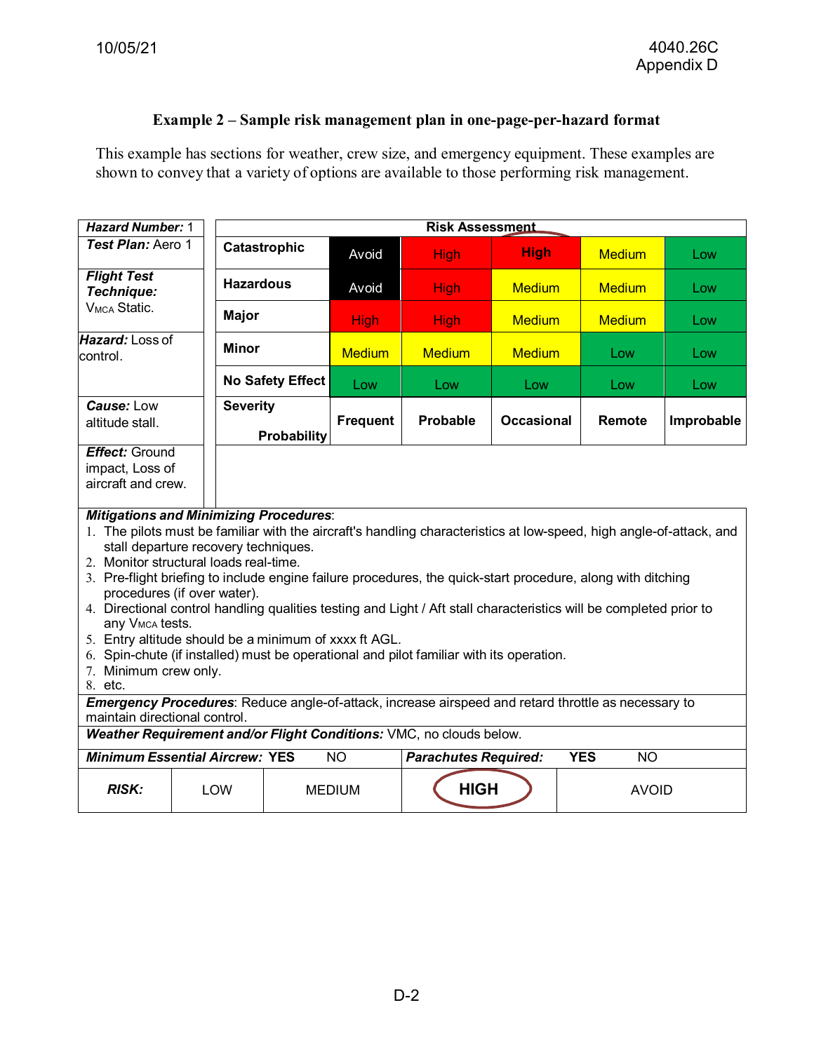**Example 2 – Sample risk management plan in one-page-per-hazard format**

This example has sections for weather, crew size, and emergency equipment. These examples are shown to convey that a variety of options are available to those performing risk management.

| | Risk Assessment | | | | | |
|---|---|---|---|---|---|---|
| ***Hazard Number:*** 1<br>***Test Plan:*** Aero 1 | **Catastrophic** | Avoid | High | **High** | Medium | Low |
| ***Flight Test Technique:*** $V_{MCA}$ Static. | **Hazardous** | Avoid | High | Medium | Medium | Low |
| | **Major** | High | High | Medium | Medium | Low |
| ***Hazard:*** Loss of control. | **Minor** | Medium | Medium | Medium | Low | Low |
| | **No Safety Effect** | Low | Low | Low | Low | Low |
| ***Cause:*** Low altitude stall. | **Severity / Probability** | **Frequent** | **Probable** | **Occasional** | **Remote** | **Improbable** |
| ***Effect:*** Ground impact, Loss of aircraft and crew. | | | | | | |

***Mitigations and Minimizing Procedures***:

1. The pilots must be familiar with the aircraft's handling characteristics at low-speed, high angle-of-attack, and stall departure recovery techniques.
2. Monitor structural loads real-time.
3. Pre-flight briefing to include engine failure procedures, the quick-start procedure, along with ditching procedures (if over water).
4. Directional control handling qualities testing and Light / Aft stall characteristics will be completed prior to any $V_{MCA}$ tests.
5. Entry altitude should be a minimum of xxxx ft AGL.
6. Spin-chute (if installed) must be operational and pilot familiar with its operation.
7. Minimum crew only.
8. etc.

***Emergency Procedures***: Reduce angle-of-attack, increase airspeed and retard throttle as necessary to maintain directional control.

***Weather Requirement and/or Flight Conditions:*** VMC, no clouds below.

***Minimum Essential Aircrew:*** **YES** NO | ***Parachutes Required:*** **YES** NO

| ***RISK:*** | LOW | MEDIUM | **HIGH** (circled) | AVOID |
|---|---|---|---|---|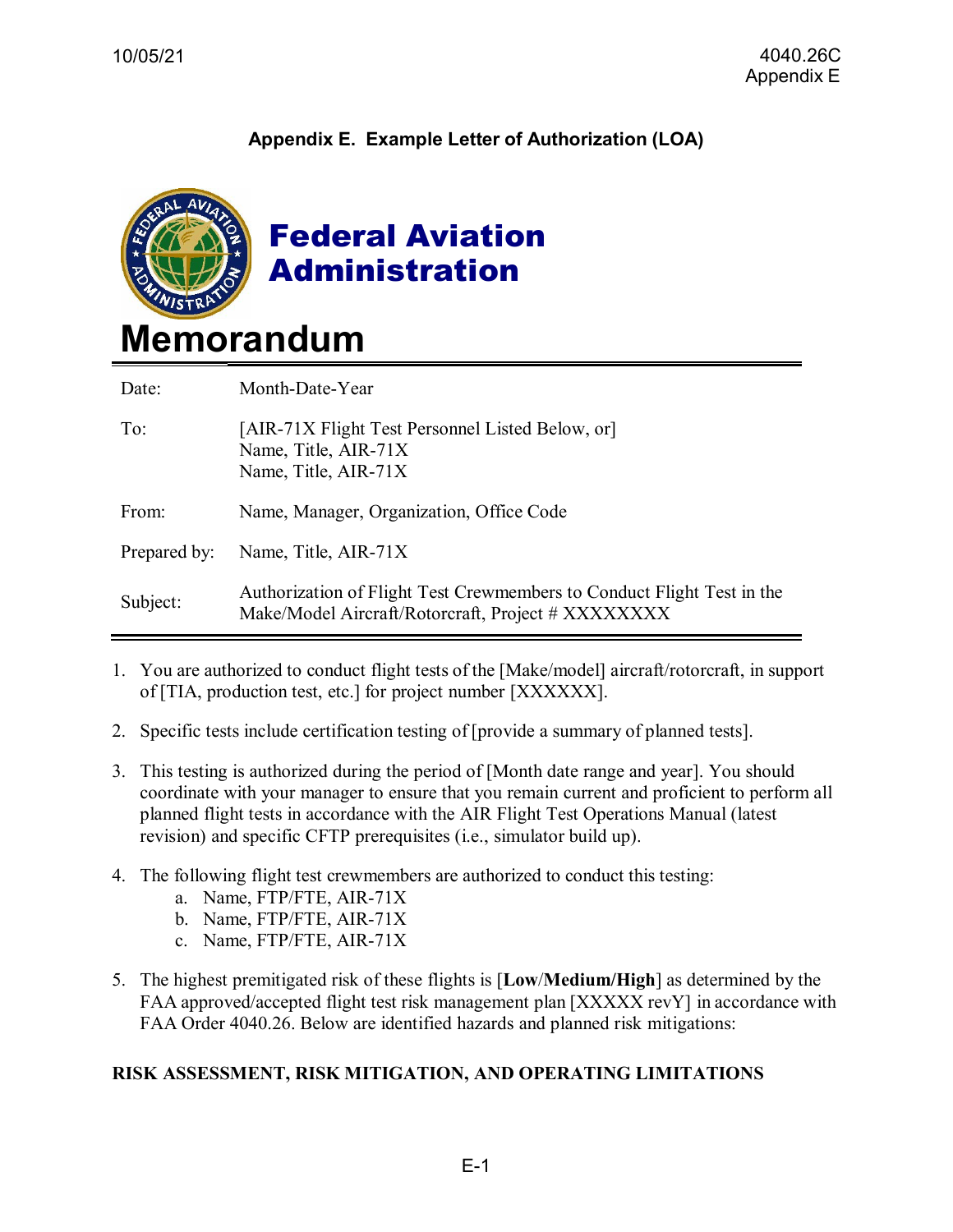## Appendix E. Example Letter of Authorization (LOA)

**Federal Aviation Administration**

# Memorandum

| | |
|---|---|
| Date: | Month-Date-Year |
| To: | [AIR-71X Flight Test Personnel Listed Below, or]<br>Name, Title, AIR-71X<br>Name, Title, AIR-71X |
| From: | Name, Manager, Organization, Office Code |
| Prepared by: | Name, Title, AIR-71X |
| Subject: | Authorization of Flight Test Crewmembers to Conduct Flight Test in the Make/Model Aircraft/Rotorcraft, Project # XXXXXXXX |

1. You are authorized to conduct flight tests of the [Make/model] aircraft/rotorcraft, in support of [TIA, production test, etc.] for project number [XXXXXX].

2. Specific tests include certification testing of [provide a summary of planned tests].

3. This testing is authorized during the period of [Month date range and year]. You should coordinate with your manager to ensure that you remain current and proficient to perform all planned flight tests in accordance with the AIR Flight Test Operations Manual (latest revision) and specific CFTP prerequisites (i.e., simulator build up).

4. The following flight test crewmembers are authorized to conduct this testing:
   a. Name, FTP/FTE, AIR-71X
   b. Name, FTP/FTE, AIR-71X
   c. Name, FTP/FTE, AIR-71X

5. The highest premitigated risk of these flights is [**Low**/**Medium**/**High**] as determined by the FAA approved/accepted flight test risk management plan [XXXXX revY] in accordance with FAA Order 4040.26. Below are identified hazards and planned risk mitigations:

**RISK ASSESSMENT, RISK MITIGATION, AND OPERATING LIMITATIONS**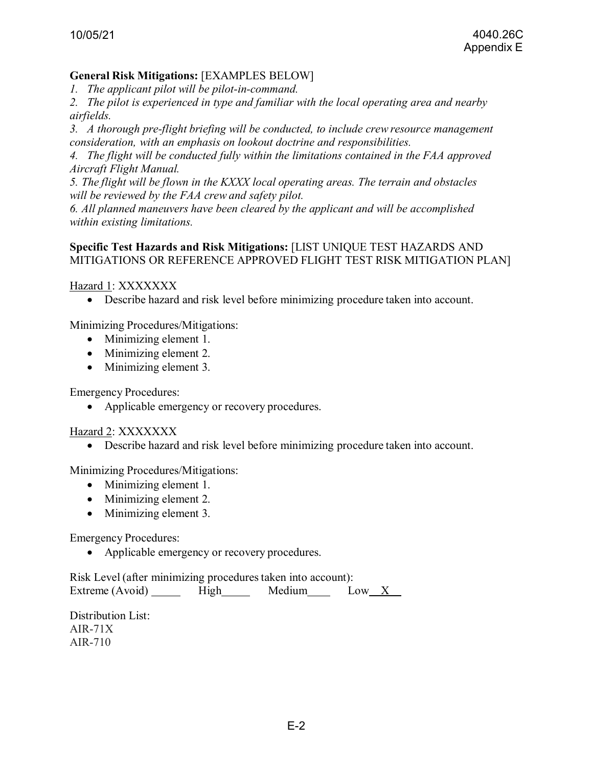**General Risk Mitigations:** [EXAMPLES BELOW]

*1. The applicant pilot will be pilot-in-command.*

*2. The pilot is experienced in type and familiar with the local operating area and nearby airfields.*

*3. A thorough pre-flight briefing will be conducted, to include crew resource management consideration, with an emphasis on lookout doctrine and responsibilities.*

*4. The flight will be conducted fully within the limitations contained in the FAA approved Aircraft Flight Manual.*

*5. The flight will be flown in the KXXX local operating areas. The terrain and obstacles will be reviewed by the FAA crew and safety pilot.*

*6. All planned maneuvers have been cleared by the applicant and will be accomplished within existing limitations.*

**Specific Test Hazards and Risk Mitigations:** [LIST UNIQUE TEST HAZARDS AND MITIGATIONS OR REFERENCE APPROVED FLIGHT TEST RISK MITIGATION PLAN]

Hazard 1: XXXXXXX

- Describe hazard and risk level before minimizing procedure taken into account.

Minimizing Procedures/Mitigations:

- Minimizing element 1.
- Minimizing element 2.
- Minimizing element 3.

Emergency Procedures:

- Applicable emergency or recovery procedures.

Hazard 2: XXXXXXX

- Describe hazard and risk level before minimizing procedure taken into account.

Minimizing Procedures/Mitigations:

- Minimizing element 1.
- Minimizing element 2.
- Minimizing element 3.

Emergency Procedures:

- Applicable emergency or recovery procedures.

Risk Level (after minimizing procedures taken into account):
Extreme (Avoid) _____ High_____ Medium____ Low__X__

Distribution List:
AIR-71X
AIR-710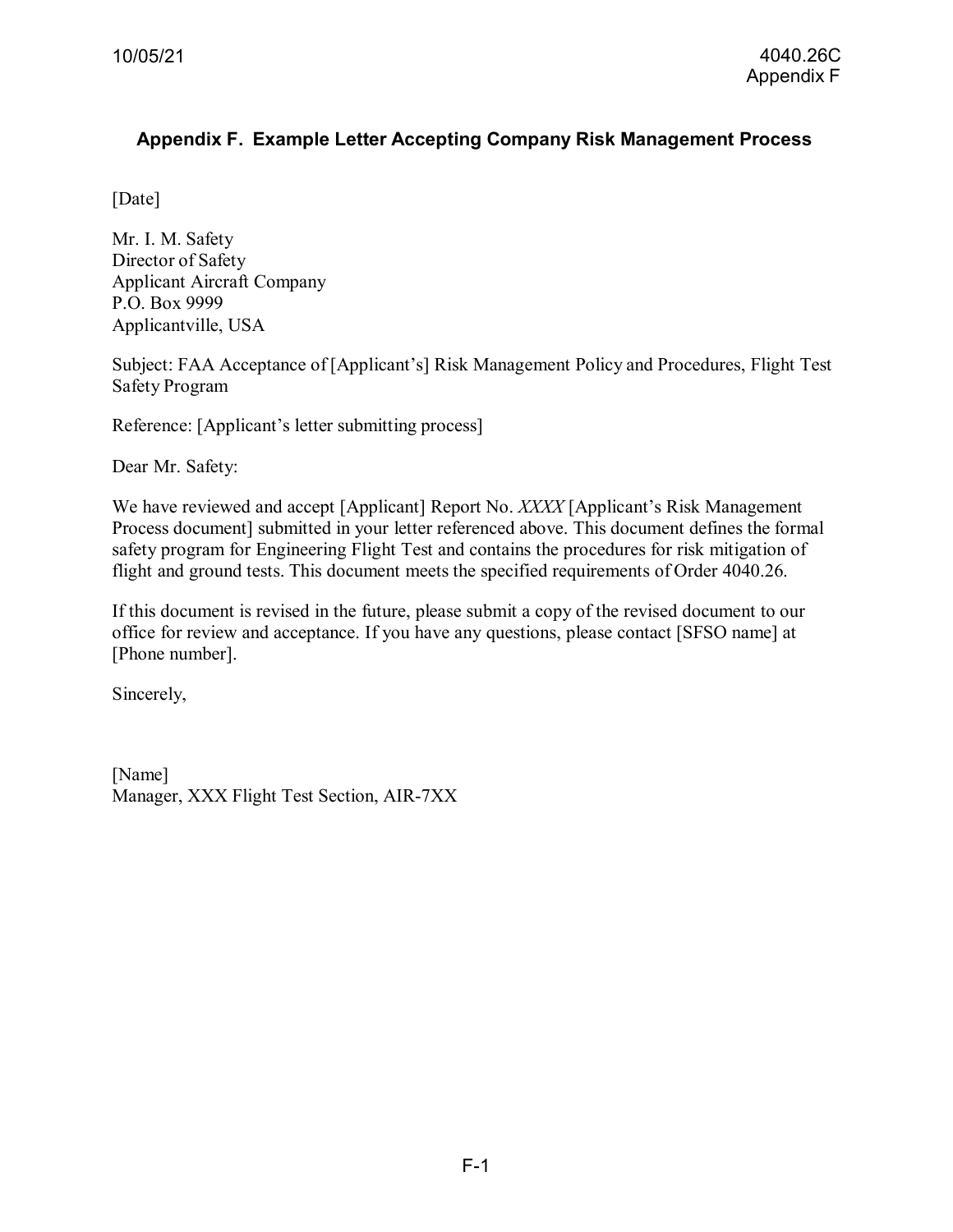## Appendix F. Example Letter Accepting Company Risk Management Process

[Date]

Mr. I. M. Safety
Director of Safety
Applicant Aircraft Company
P.O. Box 9999
Applicantville, USA

Subject: FAA Acceptance of [Applicant's] Risk Management Policy and Procedures, Flight Test Safety Program

Reference: [Applicant's letter submitting process]

Dear Mr. Safety:

We have reviewed and accept [Applicant] Report No. *XXXX* [Applicant's Risk Management Process document] submitted in your letter referenced above. This document defines the formal safety program for Engineering Flight Test and contains the procedures for risk mitigation of flight and ground tests. This document meets the specified requirements of Order 4040.26.

If this document is revised in the future, please submit a copy of the revised document to our office for review and acceptance. If you have any questions, please contact [SFSO name] at [Phone number].

Sincerely,

[Name]
Manager, XXX Flight Test Section, AIR-7XX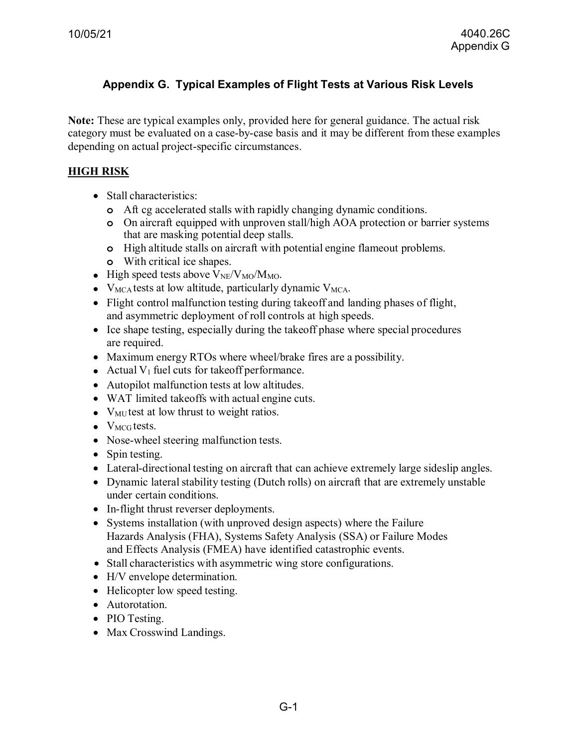## Appendix G. Typical Examples of Flight Tests at Various Risk Levels

**Note:** These are typical examples only, provided here for general guidance. The actual risk category must be evaluated on a case-by-case basis and it may be different from these examples depending on actual project-specific circumstances.

### HIGH RISK

- Stall characteristics:
  - Aft cg accelerated stalls with rapidly changing dynamic conditions.
  - On aircraft equipped with unproven stall/high AOA protection or barrier systems that are masking potential deep stalls.
  - High altitude stalls on aircraft with potential engine flameout problems.
  - With critical ice shapes.
- High speed tests above $V_{NE}/V_{MO}/M_{MO}$.
- $V_{MCA}$ tests at low altitude, particularly dynamic $V_{MCA}$.
- Flight control malfunction testing during takeoff and landing phases of flight, and asymmetric deployment of roll controls at high speeds.
- Ice shape testing, especially during the takeoff phase where special procedures are required.
- Maximum energy RTOs where wheel/brake fires are a possibility.
- Actual $V_1$ fuel cuts for takeoff performance.
- Autopilot malfunction tests at low altitudes.
- WAT limited takeoffs with actual engine cuts.
- $V_{MU}$ test at low thrust to weight ratios.
- $V_{MCG}$ tests.
- Nose-wheel steering malfunction tests.
- Spin testing.
- Lateral-directional testing on aircraft that can achieve extremely large sideslip angles.
- Dynamic lateral stability testing (Dutch rolls) on aircraft that are extremely unstable under certain conditions.
- In-flight thrust reverser deployments.
- Systems installation (with unproved design aspects) where the Failure Hazards Analysis (FHA), Systems Safety Analysis (SSA) or Failure Modes and Effects Analysis (FMEA) have identified catastrophic events.
- Stall characteristics with asymmetric wing store configurations.
- H/V envelope determination.
- Helicopter low speed testing.
- Autorotation.
- PIO Testing.
- Max Crosswind Landings.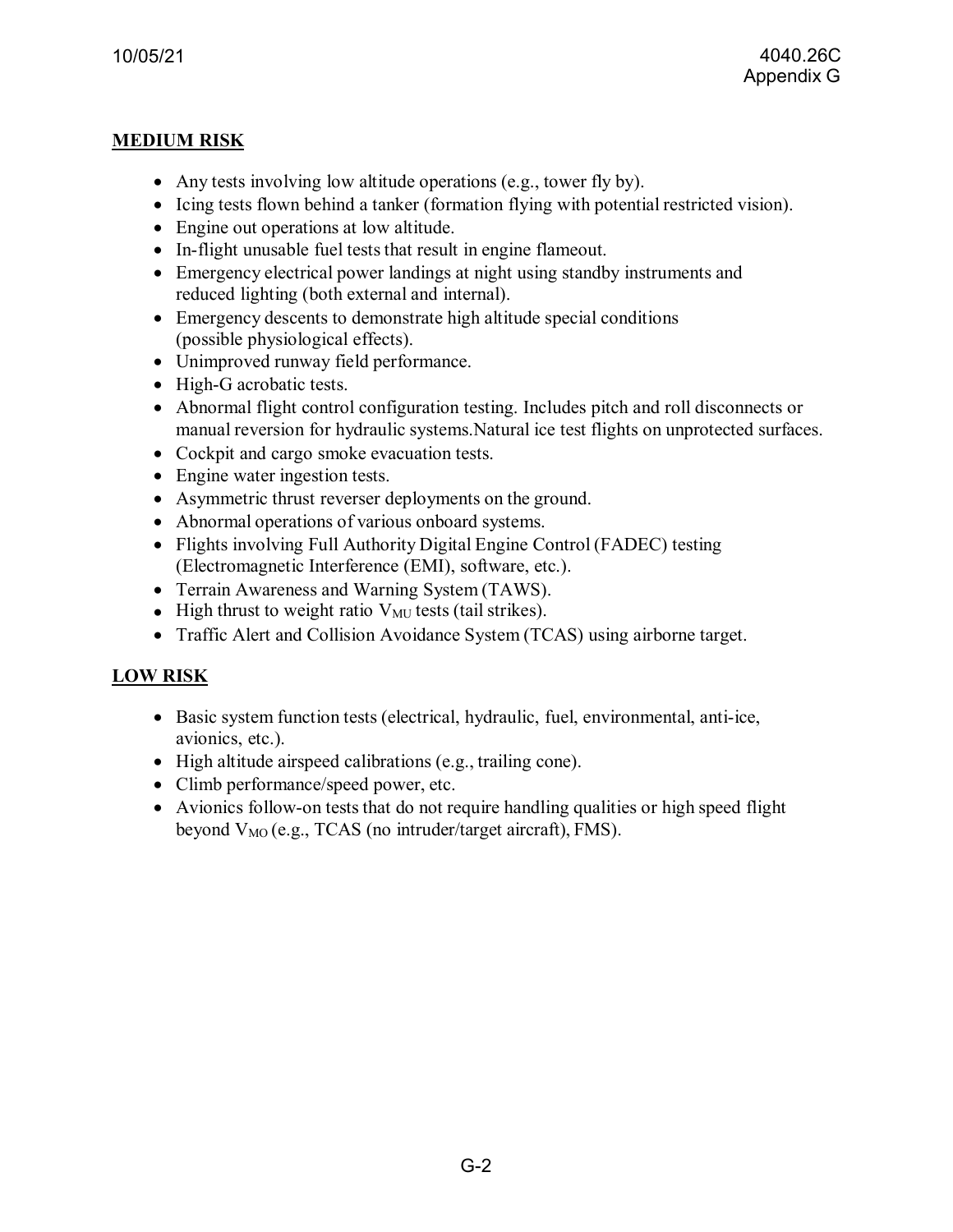## MEDIUM RISK

- Any tests involving low altitude operations (e.g., tower fly by).
- Icing tests flown behind a tanker (formation flying with potential restricted vision).
- Engine out operations at low altitude.
- In-flight unusable fuel tests that result in engine flameout.
- Emergency electrical power landings at night using standby instruments and reduced lighting (both external and internal).
- Emergency descents to demonstrate high altitude special conditions (possible physiological effects).
- Unimproved runway field performance.
- High-G acrobatic tests.
- Abnormal flight control configuration testing. Includes pitch and roll disconnects or manual reversion for hydraulic systems.Natural ice test flights on unprotected surfaces.
- Cockpit and cargo smoke evacuation tests.
- Engine water ingestion tests.
- Asymmetric thrust reverser deployments on the ground.
- Abnormal operations of various onboard systems.
- Flights involving Full Authority Digital Engine Control (FADEC) testing (Electromagnetic Interference (EMI), software, etc.).
- Terrain Awareness and Warning System (TAWS).
- High thrust to weight ratio $V_{MU}$ tests (tail strikes).
- Traffic Alert and Collision Avoidance System (TCAS) using airborne target.

## LOW RISK

- Basic system function tests (electrical, hydraulic, fuel, environmental, anti-ice, avionics, etc.).
- High altitude airspeed calibrations (e.g., trailing cone).
- Climb performance/speed power, etc.
- Avionics follow-on tests that do not require handling qualities or high speed flight beyond $V_{MO}$ (e.g., TCAS (no intruder/target aircraft), FMS).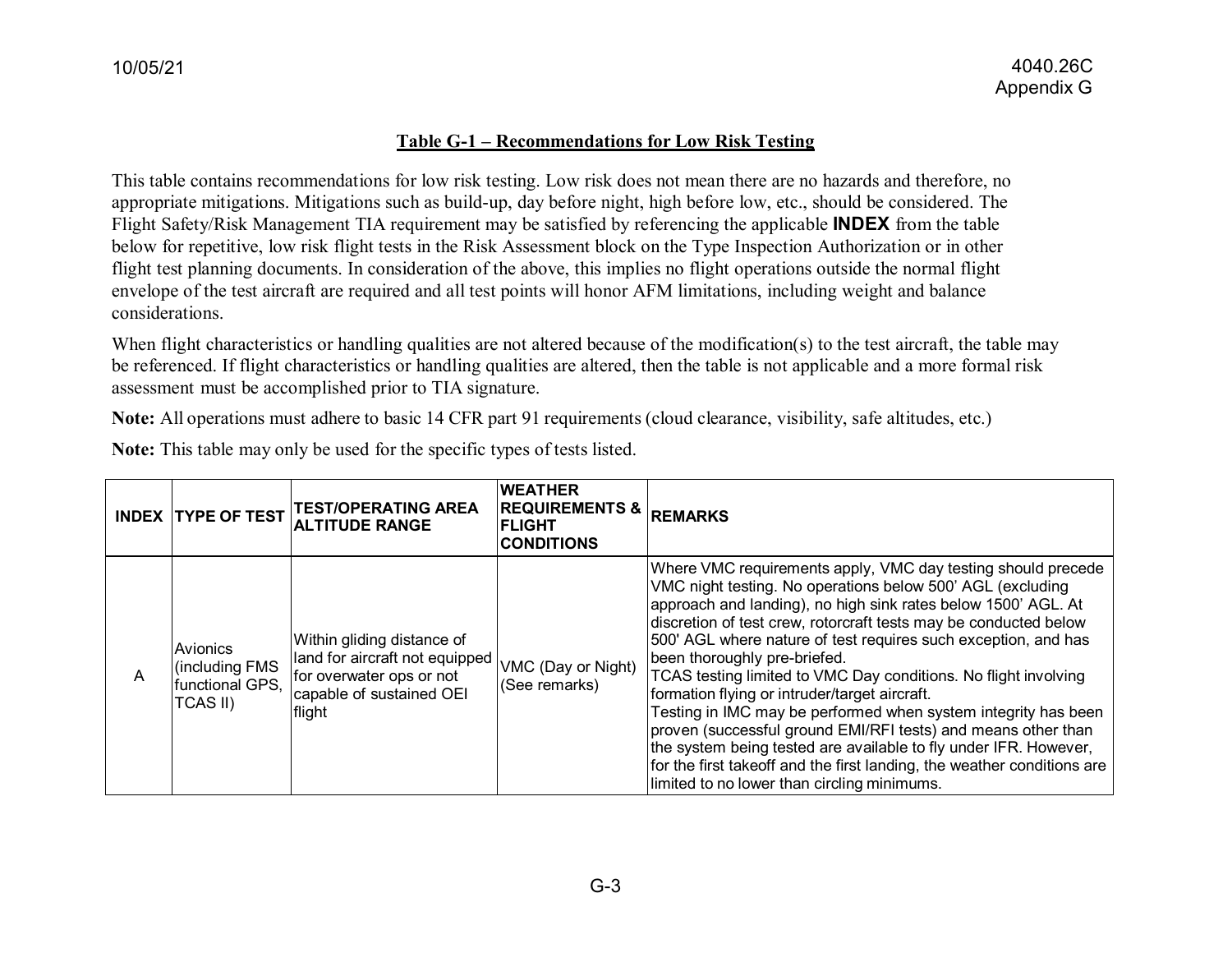## Table G-1 – Recommendations for Low Risk Testing

This table contains recommendations for low risk testing. Low risk does not mean there are no hazards and therefore, no appropriate mitigations. Mitigations such as build-up, day before night, high before low, etc., should be considered. The Flight Safety/Risk Management TIA requirement may be satisfied by referencing the applicable **INDEX** from the table below for repetitive, low risk flight tests in the Risk Assessment block on the Type Inspection Authorization or in other flight test planning documents. In consideration of the above, this implies no flight operations outside the normal flight envelope of the test aircraft are required and all test points will honor AFM limitations, including weight and balance considerations.

When flight characteristics or handling qualities are not altered because of the modification(s) to the test aircraft, the table may be referenced. If flight characteristics or handling qualities are altered, then the table is not applicable and a more formal risk assessment must be accomplished prior to TIA signature.

**Note:** All operations must adhere to basic 14 CFR part 91 requirements (cloud clearance, visibility, safe altitudes, etc.)

**Note:** This table may only be used for the specific types of tests listed.

| INDEX | TYPE OF TEST | TEST/OPERATING AREA ALTITUDE RANGE | WEATHER REQUIREMENTS & FLIGHT CONDITIONS | REMARKS |
|---|---|---|---|---|
| A | Avionics (including FMS functional GPS, TCAS II) | Within gliding distance of land for aircraft not equipped for overwater ops or not capable of sustained OEI flight | VMC (Day or Night) (See remarks) | Where VMC requirements apply, VMC day testing should precede VMC night testing. No operations below 500' AGL (excluding approach and landing), no high sink rates below 1500' AGL. At discretion of test crew, rotorcraft tests may be conducted below 500' AGL where nature of test requires such exception, and has been thoroughly pre-briefed. TCAS testing limited to VMC Day conditions. No flight involving formation flying or intruder/target aircraft. Testing in IMC may be performed when system integrity has been proven (successful ground EMI/RFI tests) and means other than the system being tested are available to fly under IFR. However, for the first takeoff and the first landing, the weather conditions are limited to no lower than circling minimums. |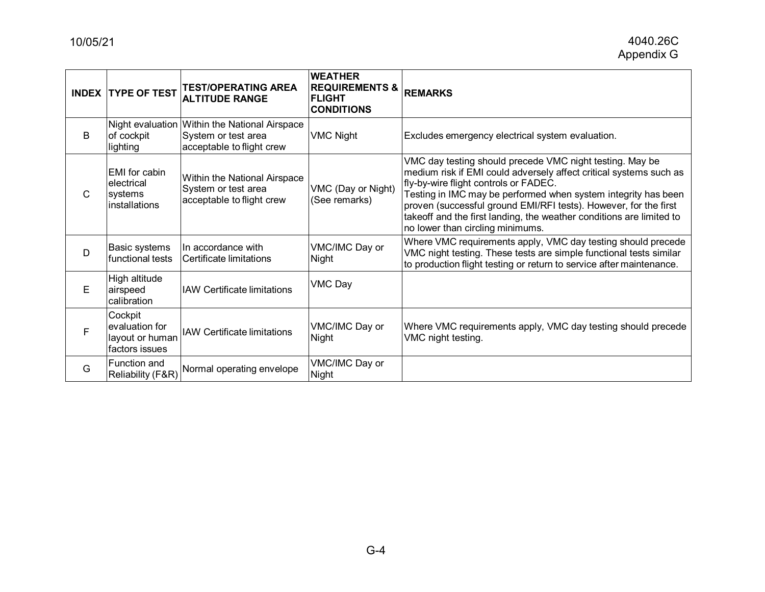| INDEX | TYPE OF TEST | TEST/OPERATING AREA ALTITUDE RANGE | WEATHER REQUIREMENTS & FLIGHT CONDITIONS | REMARKS |
|---|---|---|---|---|
| B | Night evaluation of cockpit lighting | Within the National Airspace System or test area acceptable to flight crew | VMC Night | Excludes emergency electrical system evaluation. |
| C | EMI for cabin electrical systems installations | Within the National Airspace System or test area acceptable to flight crew | VMC (Day or Night) (See remarks) | VMC day testing should precede VMC night testing. May be medium risk if EMI could adversely affect critical systems such as fly-by-wire flight controls or FADEC. Testing in IMC may be performed when system integrity has been proven (successful ground EMI/RFI tests). However, for the first takeoff and the first landing, the weather conditions are limited to no lower than circling minimums. |
| D | Basic systems functional tests | In accordance with Certificate limitations | VMC/IMC Day or Night | Where VMC requirements apply, VMC day testing should precede VMC night testing. These tests are simple functional tests similar to production flight testing or return to service after maintenance. |
| E | High altitude airspeed calibration | IAW Certificate limitations | VMC Day | |
| F | Cockpit evaluation for layout or human factors issues | IAW Certificate limitations | VMC/IMC Day or Night | Where VMC requirements apply, VMC day testing should precede VMC night testing. |
| G | Function and Reliability (F&R) | Normal operating envelope | VMC/IMC Day or Night | |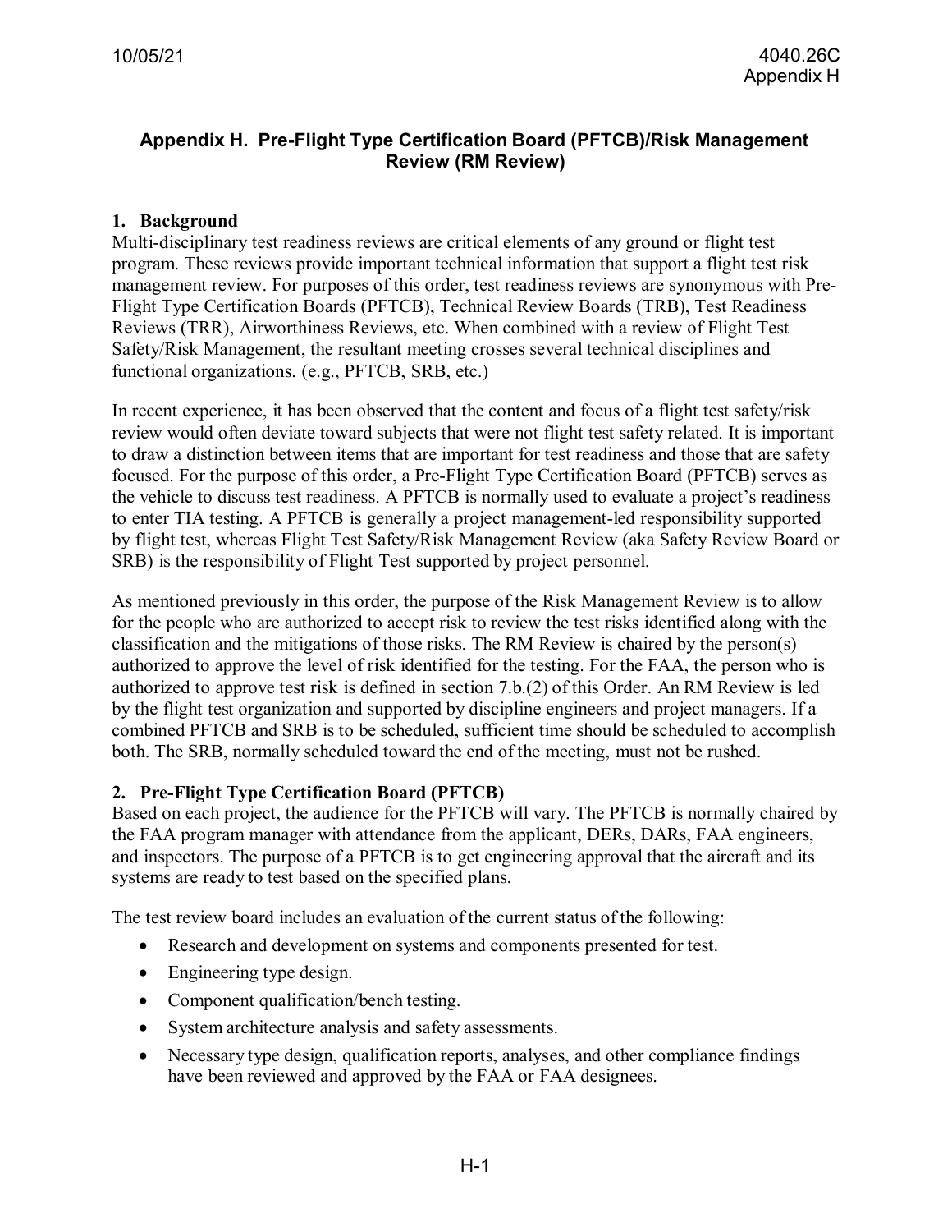# Appendix H. Pre-Flight Type Certification Board (PFTCB)/Risk Management Review (RM Review)

## 1. Background

Multi-disciplinary test readiness reviews are critical elements of any ground or flight test program. These reviews provide important technical information that support a flight test risk management review. For purposes of this order, test readiness reviews are synonymous with Pre-Flight Type Certification Boards (PFTCB), Technical Review Boards (TRB), Test Readiness Reviews (TRR), Airworthiness Reviews, etc. When combined with a review of Flight Test Safety/Risk Management, the resultant meeting crosses several technical disciplines and functional organizations. (e.g., PFTCB, SRB, etc.)

In recent experience, it has been observed that the content and focus of a flight test safety/risk review would often deviate toward subjects that were not flight test safety related. It is important to draw a distinction between items that are important for test readiness and those that are safety focused. For the purpose of this order, a Pre-Flight Type Certification Board (PFTCB) serves as the vehicle to discuss test readiness. A PFTCB is normally used to evaluate a project's readiness to enter TIA testing. A PFTCB is generally a project management-led responsibility supported by flight test, whereas Flight Test Safety/Risk Management Review (aka Safety Review Board or SRB) is the responsibility of Flight Test supported by project personnel.

As mentioned previously in this order, the purpose of the Risk Management Review is to allow for the people who are authorized to accept risk to review the test risks identified along with the classification and the mitigations of those risks. The RM Review is chaired by the person(s) authorized to approve the level of risk identified for the testing. For the FAA, the person who is authorized to approve test risk is defined in section 7.b.(2) of this Order. An RM Review is led by the flight test organization and supported by discipline engineers and project managers. If a combined PFTCB and SRB is to be scheduled, sufficient time should be scheduled to accomplish both. The SRB, normally scheduled toward the end of the meeting, must not be rushed.

## 2. Pre-Flight Type Certification Board (PFTCB)

Based on each project, the audience for the PFTCB will vary. The PFTCB is normally chaired by the FAA program manager with attendance from the applicant, DERs, DARs, FAA engineers, and inspectors. The purpose of a PFTCB is to get engineering approval that the aircraft and its systems are ready to test based on the specified plans.

The test review board includes an evaluation of the current status of the following:

- Research and development on systems and components presented for test.
- Engineering type design.
- Component qualification/bench testing.
- System architecture analysis and safety assessments.
- Necessary type design, qualification reports, analyses, and other compliance findings have been reviewed and approved by the FAA or FAA designees.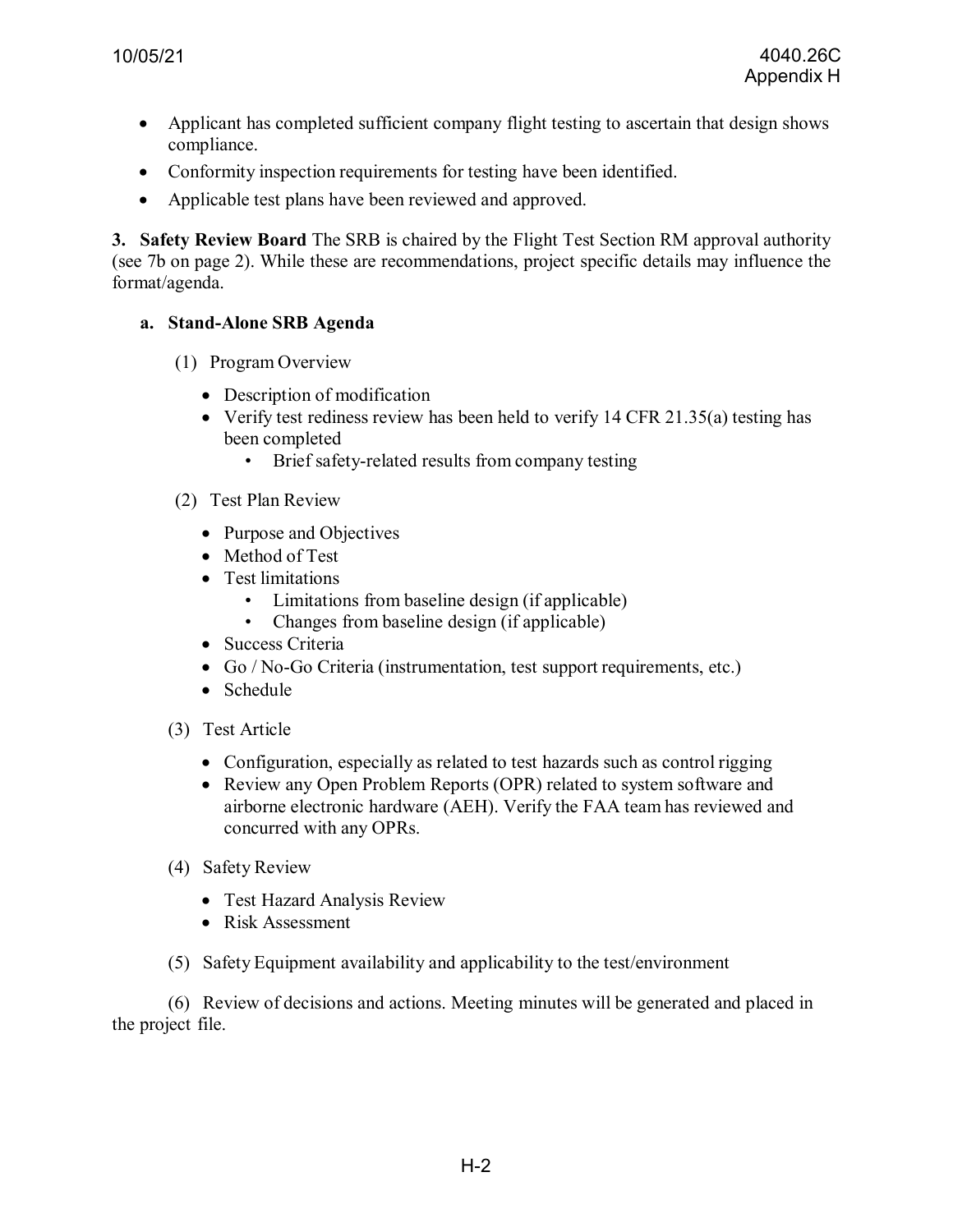- Applicant has completed sufficient company flight testing to ascertain that design shows compliance.
- Conformity inspection requirements for testing have been identified.
- Applicable test plans have been reviewed and approved.

**3. Safety Review Board** The SRB is chaired by the Flight Test Section RM approval authority (see 7b on page 2). While these are recommendations, project specific details may influence the format/agenda.

**a. Stand-Alone SRB Agenda**

(1) Program Overview

- Description of modification
- Verify test rediness review has been held to verify 14 CFR 21.35(a) testing has been completed
  - Brief safety-related results from company testing

(2) Test Plan Review

- Purpose and Objectives
- Method of Test
- Test limitations
  - Limitations from baseline design (if applicable)
  - Changes from baseline design (if applicable)
- Success Criteria
- Go / No-Go Criteria (instrumentation, test support requirements, etc.)
- Schedule

(3) Test Article

- Configuration, especially as related to test hazards such as control rigging
- Review any Open Problem Reports (OPR) related to system software and airborne electronic hardware (AEH). Verify the FAA team has reviewed and concurred with any OPRs.

(4) Safety Review

- Test Hazard Analysis Review
- Risk Assessment

(5) Safety Equipment availability and applicability to the test/environment

(6) Review of decisions and actions. Meeting minutes will be generated and placed in the project file.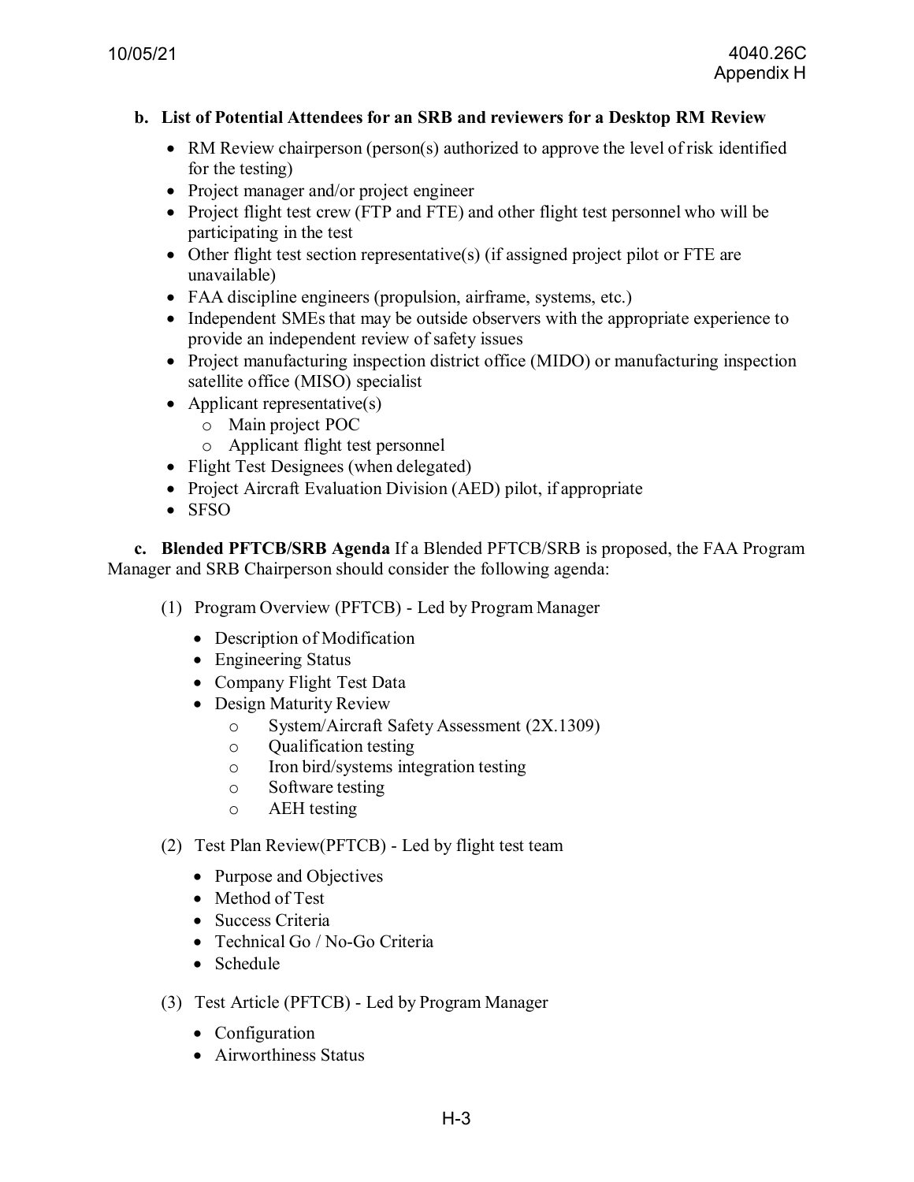**b. List of Potential Attendees for an SRB and reviewers for a Desktop RM Review**

- RM Review chairperson (person(s) authorized to approve the level of risk identified for the testing)
- Project manager and/or project engineer
- Project flight test crew (FTP and FTE) and other flight test personnel who will be participating in the test
- Other flight test section representative(s) (if assigned project pilot or FTE are unavailable)
- FAA discipline engineers (propulsion, airframe, systems, etc.)
- Independent SMEs that may be outside observers with the appropriate experience to provide an independent review of safety issues
- Project manufacturing inspection district office (MIDO) or manufacturing inspection satellite office (MISO) specialist
- Applicant representative(s)
  - Main project POC
  - Applicant flight test personnel
- Flight Test Designees (when delegated)
- Project Aircraft Evaluation Division (AED) pilot, if appropriate
- SFSO

**c. Blended PFTCB/SRB Agenda** If a Blended PFTCB/SRB is proposed, the FAA Program Manager and SRB Chairperson should consider the following agenda:

(1) Program Overview (PFTCB) - Led by Program Manager

- Description of Modification
- Engineering Status
- Company Flight Test Data
- Design Maturity Review
  - System/Aircraft Safety Assessment (2X.1309)
  - Qualification testing
  - Iron bird/systems integration testing
  - Software testing
  - AEH testing

(2) Test Plan Review(PFTCB) - Led by flight test team

- Purpose and Objectives
- Method of Test
- Success Criteria
- Technical Go / No-Go Criteria
- Schedule

(3) Test Article (PFTCB) - Led by Program Manager

- Configuration
- Airworthiness Status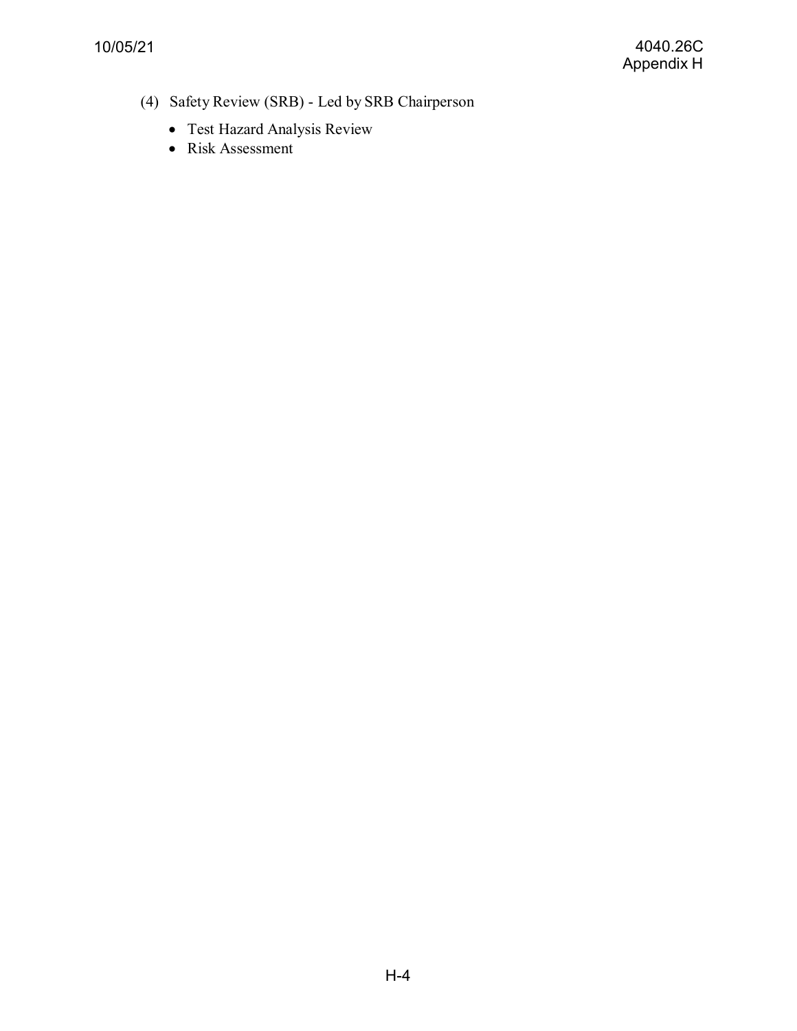(4) Safety Review (SRB) - Led by SRB Chairperson

- Test Hazard Analysis Review
- Risk Assessment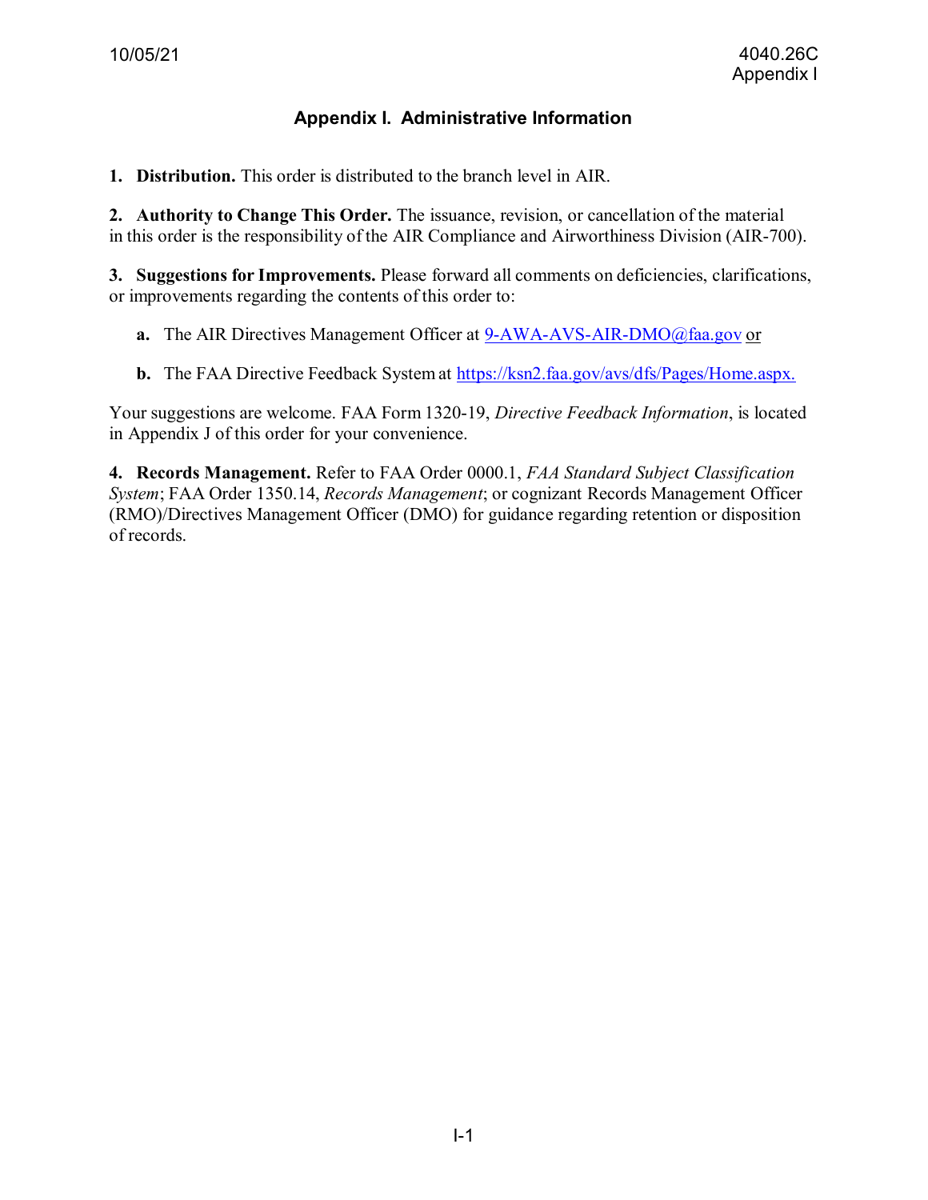# Appendix I. Administrative Information

**1. Distribution.** This order is distributed to the branch level in AIR.

**2. Authority to Change This Order.** The issuance, revision, or cancellation of the material in this order is the responsibility of the AIR Compliance and Airworthiness Division (AIR-700).

**3. Suggestions for Improvements.** Please forward all comments on deficiencies, clarifications, or improvements regarding the contents of this order to:

**a.** The AIR Directives Management Officer at 9-AWA-AVS-AIR-DMO@faa.gov or

**b.** The FAA Directive Feedback System at https://ksn2.faa.gov/avs/dfs/Pages/Home.aspx.

Your suggestions are welcome. FAA Form 1320-19, *Directive Feedback Information*, is located in Appendix J of this order for your convenience.

**4. Records Management.** Refer to FAA Order 0000.1, *FAA Standard Subject Classification System*; FAA Order 1350.14, *Records Management*; or cognizant Records Management Officer (RMO)/Directives Management Officer (DMO) for guidance regarding retention or disposition of records.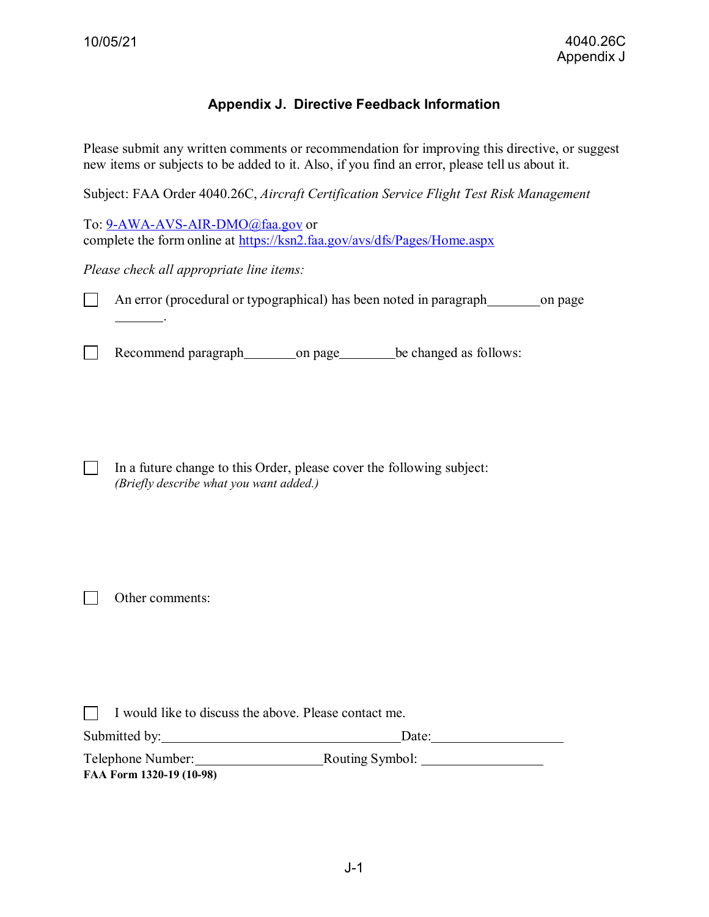# Appendix J. Directive Feedback Information

Please submit any written comments or recommendation for improving this directive, or suggest new items or subjects to be added to it. Also, if you find an error, please tell us about it.

Subject: FAA Order 4040.26C, *Aircraft Certification Service Flight Test Risk Management*

To: 9-AWA-AVS-AIR-DMO@faa.gov or
complete the form online at https://ksn2.faa.gov/avs/dfs/Pages/Home.aspx

*Please check all appropriate line items:*

☐ An error (procedural or typographical) has been noted in paragraph________on page ________.

☐ Recommend paragraph________on page________be changed as follows:

☐ In a future change to this Order, please cover the following subject:
*(Briefly describe what you want added.)*

☐ Other comments:

☐ I would like to discuss the above. Please contact me.

Submitted by:____________________________________Date:____________________

Telephone Number:___________________Routing Symbol: __________________

**FAA Form 1320-19 (10-98)**